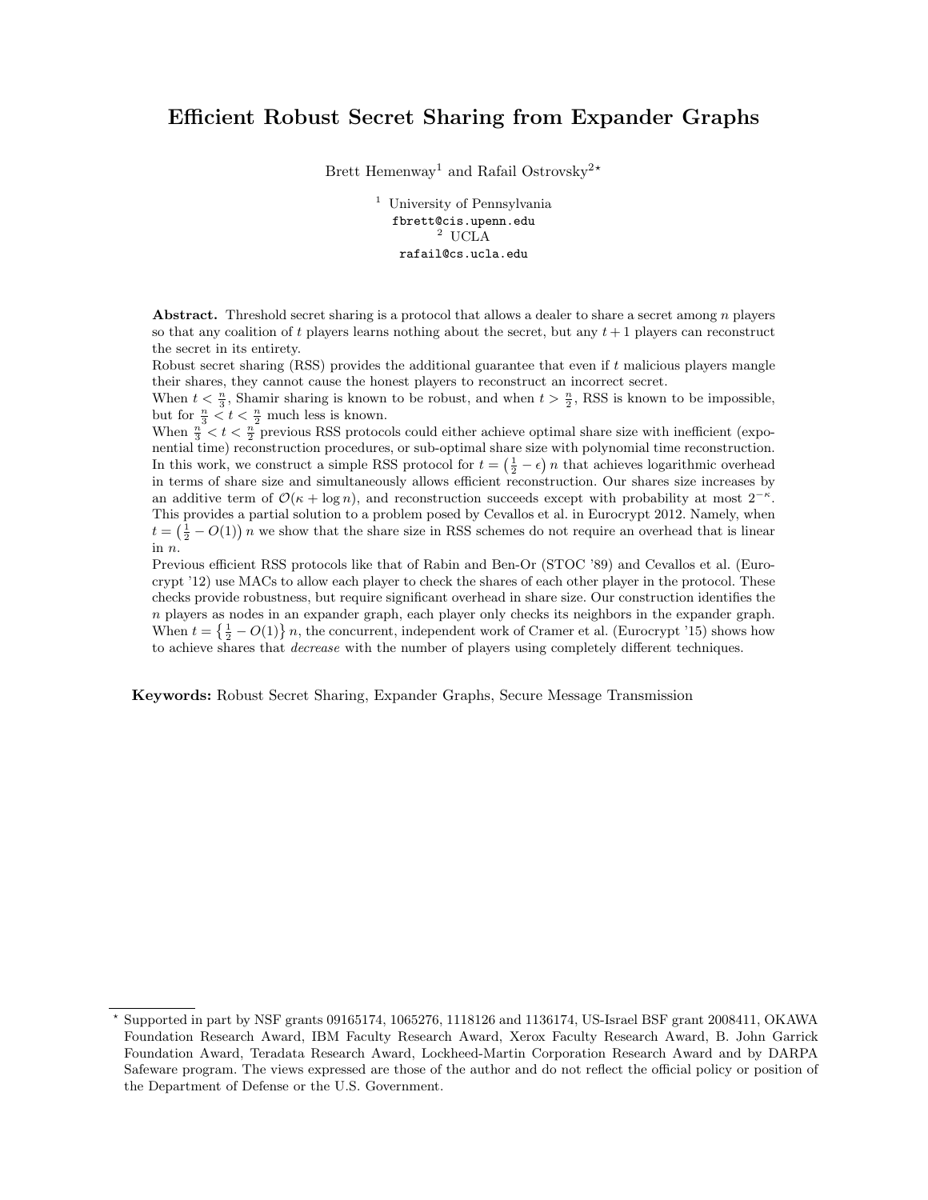# Efficient Robust Secret Sharing from Expander Graphs

Brett Hemenway[1] and Rafail Ostrovsky[2*]

[1] University of Pennsylvania
fbrett@cis.upenn.edu
[2] UCLA
rafail@cs.ucla.edu

**Abstract.** Threshold secret sharing is a protocol that allows a dealer to share a secret among $n$ players so that any coalition of $t$ players learns nothing about the secret, but any $t+1$ players can reconstruct the secret in its entirety.

Robust secret sharing (RSS) provides the additional guarantee that even if $t$ malicious players mangle their shares, they cannot cause the honest players to reconstruct an incorrect secret.

When $t < \frac{n}{3}$, Shamir sharing is known to be robust, and when $t > \frac{n}{2}$, RSS is known to be impossible, but for $\frac{n}{3} < t < \frac{n}{2}$ much less is known.

When $\frac{n}{3} < t < \frac{n}{2}$ previous RSS protocols could either achieve optimal share size with inefficient (exponential time) reconstruction procedures, or sub-optimal share size with polynomial time reconstruction. In this work, we construct a simple RSS protocol for $t = \left(\frac{1}{2} - \epsilon\right) n$ that achieves logarithmic overhead in terms of share size and simultaneously allows efficient reconstruction. Our shares size increases by an additive term of $\mathcal{O}(\kappa + \log n)$, and reconstruction succeeds except with probability at most $2^{-\kappa}$. This provides a partial solution to a problem posed by Cevallos et al. in Eurocrypt 2012. Namely, when $t = \left(\frac{1}{2} - O(1)\right) n$ we show that the share size in RSS schemes do not require an overhead that is linear in $n$.

Previous efficient RSS protocols like that of Rabin and Ben-Or (STOC '89) and Cevallos et al. (Eurocrypt '12) use MACs to allow each player to check the shares of each other player in the protocol. These checks provide robustness, but require significant overhead in share size. Our construction identifies the $n$ players as nodes in an expander graph, each player only checks its neighbors in the expander graph. When $t = \left\{\frac{1}{2} - O(1)\right\} n$, the concurrent, independent work of Cramer et al. (Eurocrypt '15) shows how to achieve shares that *decrease* with the number of players using completely different techniques.

**Keywords:** Robust Secret Sharing, Expander Graphs, Secure Message Transmission

* Supported in part by NSF grants 09165174, 1065276, 1118126 and 1136174, US-Israel BSF grant 2008411, OKAWA Foundation Research Award, IBM Faculty Research Award, Xerox Faculty Research Award, B. John Garrick Foundation Award, Teradata Research Award, Lockheed-Martin Corporation Research Award and by DARPA Safeware program. The views expressed are those of the author and do not reflect the official policy or position of the Department of Defense or the U.S. Government.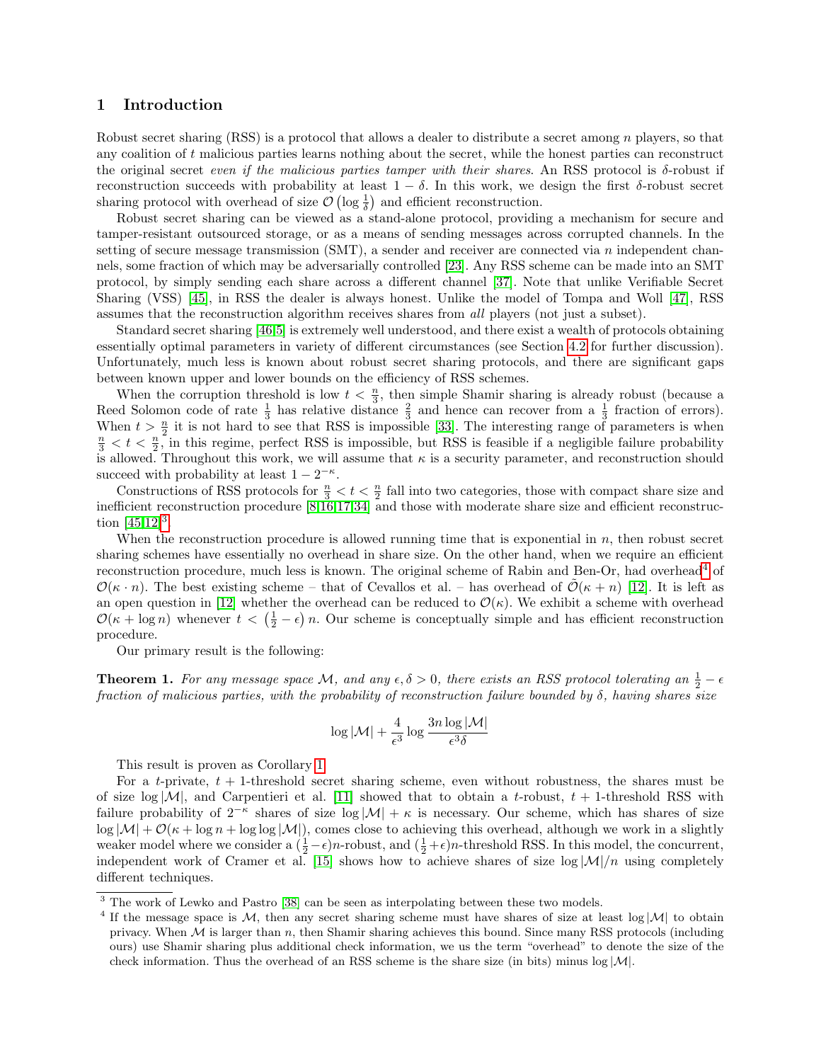# 1 Introduction

Robust secret sharing (RSS) is a protocol that allows a dealer to distribute a secret among $n$ players, so that any coalition of $t$ malicious parties learns nothing about the secret, while the honest parties can reconstruct the original secret *even if the malicious parties tamper with their shares*. An RSS protocol is $\delta$-robust if reconstruction succeeds with probability at least $1 - \delta$. In this work, we design the first $\delta$-robust secret sharing protocol with overhead of size $\mathcal{O}\left(\log \frac{1}{\delta}\right)$ and efficient reconstruction.

Robust secret sharing can be viewed as a stand-alone protocol, providing a mechanism for secure and tamper-resistant outsourced storage, or as a means of sending messages across corrupted channels. In the setting of secure message transmission (SMT), a sender and receiver are connected via $n$ independent channels, some fraction of which may be adversarially controlled [23]. Any RSS scheme can be made into an SMT protocol, by simply sending each share across a different channel [37]. Note that unlike Verifiable Secret Sharing (VSS) [45], in RSS the dealer is always honest. Unlike the model of Tompa and Woll [47], RSS assumes that the reconstruction algorithm receives shares from *all* players (not just a subset).

Standard secret sharing [46,5] is extremely well understood, and there exist a wealth of protocols obtaining essentially optimal parameters in variety of different circumstances (see Section 4.2 for further discussion). Unfortunately, much less is known about robust secret sharing protocols, and there are significant gaps between known upper and lower bounds on the efficiency of RSS schemes.

When the corruption threshold is low $t < \frac{n}{3}$, then simple Shamir sharing is already robust (because a Reed Solomon code of rate $\frac{1}{3}$ has relative distance $\frac{2}{3}$ and hence can recover from a $\frac{1}{3}$ fraction of errors). When $t > \frac{n}{2}$ it is not hard to see that RSS is impossible [33]. The interesting range of parameters is when $\frac{n}{3} < t < \frac{n}{2}$, in this regime, perfect RSS is impossible, but RSS is feasible if a negligible failure probability is allowed. Throughout this work, we will assume that $\kappa$ is a security parameter, and reconstruction should succeed with probability at least $1 - 2^{-\kappa}$.

Constructions of RSS protocols for $\frac{n}{3} < t < \frac{n}{2}$ fall into two categories, those with compact share size and inefficient reconstruction procedure [8,16,17,34] and those with moderate share size and efficient reconstruction [45,12][3].

When the reconstruction procedure is allowed running time that is exponential in $n$, then robust secret sharing schemes have essentially no overhead in share size. On the other hand, when we require an efficient reconstruction procedure, much less is known. The original scheme of Rabin and Ben-Or, had overhead[4] of $\mathcal{O}(\kappa \cdot n)$. The best existing scheme – that of Cevallos et al. – has overhead of $\tilde{\mathcal{O}}(\kappa + n)$ [12]. It is left as an open question in [12] whether the overhead can be reduced to $\mathcal{O}(\kappa)$. We exhibit a scheme with overhead $\mathcal{O}(\kappa + \log n)$ whenever $t < \left(\frac{1}{2} - \epsilon\right) n$. Our scheme is conceptually simple and has efficient reconstruction procedure.

Our primary result is the following:

**Theorem 1.** *For any message space $\mathcal{M}$, and any $\epsilon, \delta > 0$, there exists an RSS protocol tolerating an $\frac{1}{2} - \epsilon$ fraction of malicious parties, with the probability of reconstruction failure bounded by $\delta$, having shares size*

$$\log |\mathcal{M}| + \frac{4}{\epsilon^3} \log \frac{3n \log |\mathcal{M}|}{\epsilon^3 \delta}$$

This result is proven as Corollary 1.

For a $t$-private, $t+1$-threshold secret sharing scheme, even without robustness, the shares must be of size $\log |\mathcal{M}|$, and Carpentieri et al. [11] showed that to obtain a $t$-robust, $t+1$-threshold RSS with failure probability of $2^{-\kappa}$ shares of size $\log |\mathcal{M}| + \kappa$ is necessary. Our scheme, which has shares of size $\log |\mathcal{M}| + \mathcal{O}(\kappa + \log n + \log \log |\mathcal{M}|)$, comes close to achieving this overhead, although we work in a slightly weaker model where we consider a $(\frac{1}{2} - \epsilon)n$-robust, and $(\frac{1}{2} + \epsilon)n$-threshold RSS. In this model, the concurrent, independent work of Cramer et al. [15] shows how to achieve shares of size $\log |\mathcal{M}|/n$ using completely different techniques.

[3] The work of Lewko and Pastro [38] can be seen as interpolating between these two models.

[4] If the message space is $\mathcal{M}$, then any secret sharing scheme must have shares of size at least $\log |\mathcal{M}|$ to obtain privacy. When $\mathcal{M}$ is larger than $n$, then Shamir sharing achieves this bound. Since many RSS protocols (including ours) use Shamir sharing plus additional check information, we us the term "overhead" to denote the size of the check information. Thus the overhead of an RSS scheme is the share size (in bits) minus $\log |\mathcal{M}|$.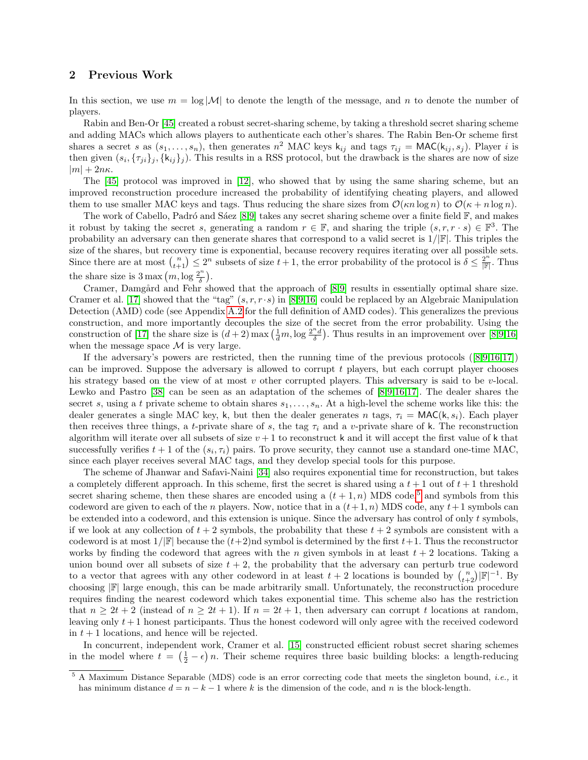## 2 Previous Work

In this section, we use $m = \log|\mathcal{M}|$ to denote the length of the message, and $n$ to denote the number of players.

Rabin and Ben-Or [45] created a robust secret-sharing scheme, by taking a threshold secret sharing scheme and adding MACs which allows players to authenticate each other's shares. The Rabin Ben-Or scheme first shares a secret $s$ as $(s_1, \ldots, s_n)$, then generates $n^2$ MAC keys $\mathsf{k}_{ij}$ and tags $\tau_{ij} = \mathsf{MAC}(\mathsf{k}_{ij}, s_j)$. Player $i$ is then given $(s_i, \{\tau_{ji}\}_j, \{\mathsf{k}_{ij}\}_j)$. This results in a RSS protocol, but the drawback is the shares are now of size $|m| + 2n\kappa$.

The [45] protocol was improved in [12], who showed that by using the same sharing scheme, but an improved reconstruction procedure increased the probability of identifying cheating players, and allowed them to use smaller MAC keys and tags. Thus reducing the share sizes from $\mathcal{O}(\kappa n \log n)$ to $\mathcal{O}(\kappa + n \log n)$.

The work of Cabello, Padró and Sáez [8,9] takes any secret sharing scheme over a finite field $\mathbb{F}$, and makes it robust by taking the secret $s$, generating a random $r \in \mathbb{F}$, and sharing the triple $(s, r, r \cdot s) \in \mathbb{F}^3$. The probability an adversary can then generate shares that correspond to a valid secret is $1/|\mathbb{F}|$. This triples the size of the shares, but recovery time is exponential, because recovery requires iterating over all possible sets. Since there are at most $\binom{n}{t+1} \leq 2^n$ subsets of size $t+1$, the error probability of the protocol is $\delta \leq \frac{2^n}{|\mathbb{F}|}$. Thus the share size is $3 \max\left(m, \log \frac{2^n}{\delta}\right)$.

Cramer, Damgård and Fehr showed that the approach of [8,9] results in essentially optimal share size. Cramer et al. [17] showed that the "tag" $(s, r, r \cdot s)$ in [8,9,16] could be replaced by an Algebraic Manipulation Detection (AMD) code (see Appendix A.2 for the full definition of AMD codes). This generalizes the previous construction, and more importantly decouples the size of the secret from the error probability. Using the construction of [17] the share size is $(d+2) \max\left(\frac{1}{d} m, \log \frac{2^n d}{\delta}\right)$. Thus results in an improvement over [8,9,16] when the message space $\mathcal{M}$ is very large.

If the adversary's powers are restricted, then the running time of the previous protocols ([8,9,16,17]) can be improved. Suppose the adversary is allowed to corrupt $t$ players, but each corrupt player chooses his strategy based on the view of at most $v$ other corrupted players. This adversary is said to be $v$-local. Lewko and Pastro [38] can be seen as an adaptation of the schemes of [8,9,16,17]. The dealer shares the secret $s$, using a $t$ private scheme to obtain shares $s_1, \ldots, s_n$. At a high-level the scheme works like this: the dealer generates a single MAC key, $\mathsf{k}$, but then the dealer generates $n$ tags, $\tau_i = \mathsf{MAC}(\mathsf{k}, s_i)$. Each player then receives three things, a $t$-private share of $s$, the tag $\tau_i$ and a $v$-private share of $\mathsf{k}$. The reconstruction algorithm will iterate over all subsets of size $v+1$ to reconstruct $\mathsf{k}$ and it will accept the first value of $\mathsf{k}$ that successfully verifies $t+1$ of the $(s_i, \tau_i)$ pairs. To prove security, they cannot use a standard one-time MAC, since each player receives several MAC tags, and they develop special tools for this purpose.

The scheme of Jhanwar and Safavi-Naini [34] also requires exponential time for reconstruction, but takes a completely different approach. In this scheme, first the secret is shared using a $t+1$ out of $t+1$ threshold secret sharing scheme, then these shares are encoded using a $(t+1, n)$ MDS code,[5] and symbols from this codeword are given to each of the $n$ players. Now, notice that in a $(t+1, n)$ MDS code, any $t+1$ symbols can be extended into a codeword, and this extension is unique. Since the adversary has control of only $t$ symbols, if we look at any collection of $t+2$ symbols, the probability that these $t+2$ symbols are consistent with a codeword is at most $1/|\mathbb{F}|$ because the $(t+2)$nd symbol is determined by the first $t+1$. Thus the reconstructor works by finding the codeword that agrees with the $n$ given symbols in at least $t+2$ locations. Taking a union bound over all subsets of size $t+2$, the probability that the adversary can perturb true codeword to a vector that agrees with any other codeword in at least $t+2$ locations is bounded by $\binom{n}{t+2}|\mathbb{F}|^{-1}$. By choosing $|\mathbb{F}|$ large enough, this can be made arbitrarily small. Unfortunately, the reconstruction procedure requires finding the nearest codeword which takes exponential time. This scheme also has the restriction that $n \geq 2t+2$ (instead of $n \geq 2t+1$). If $n = 2t+1$, then adversary can corrupt $t$ locations at random, leaving only $t+1$ honest participants. Thus the honest codeword will only agree with the received codeword in $t+1$ locations, and hence will be rejected.

In concurrent, independent work, Cramer et al. [15] constructed efficient robust secret sharing schemes in the model where $t = \left(\frac{1}{2} - \epsilon\right) n$. Their scheme requires three basic building blocks: a length-reducing

[5] A Maximum Distance Separable (MDS) code is an error correcting code that meets the singleton bound, *i.e.,* it has minimum distance $d = n - k - 1$ where $k$ is the dimension of the code, and $n$ is the block-length.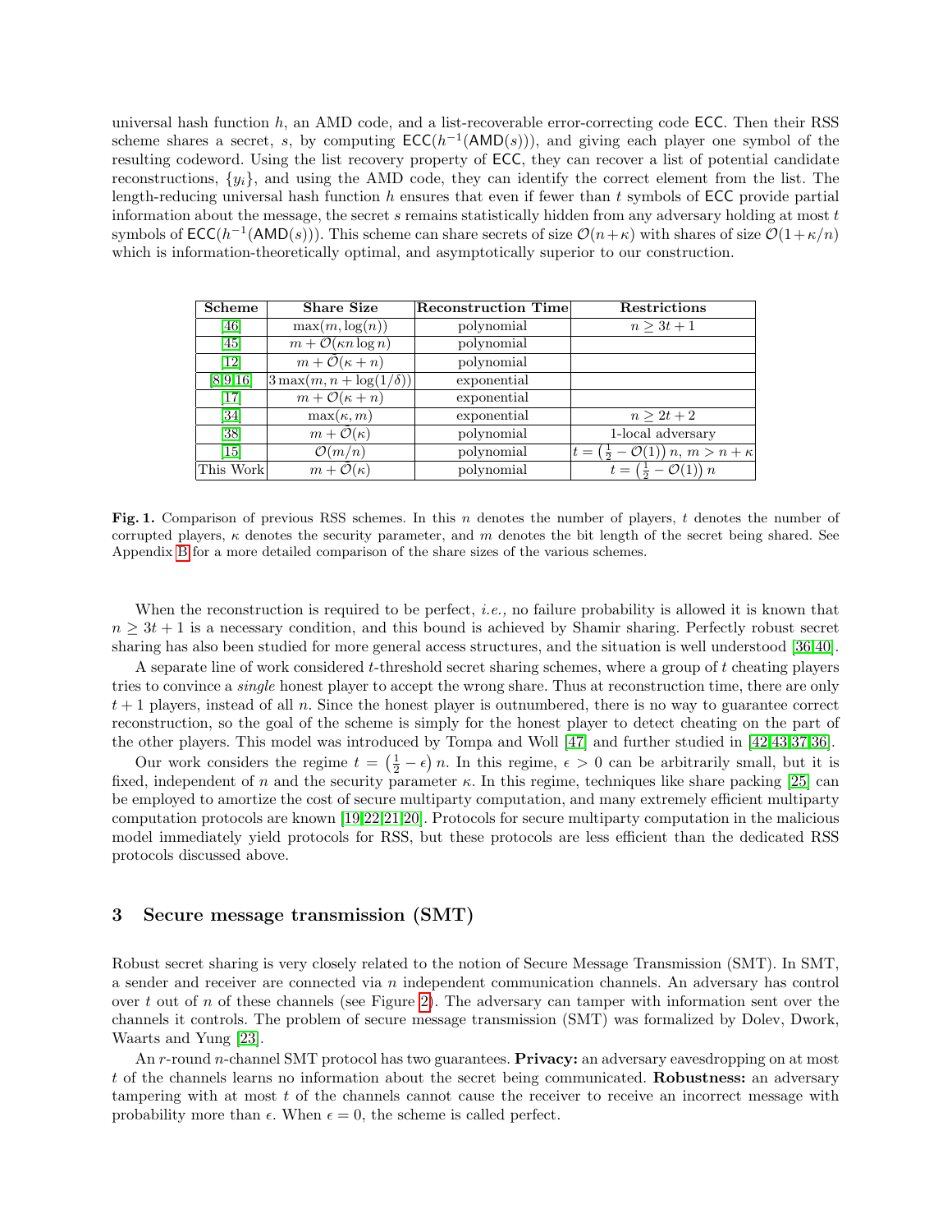universal hash function $h$, an AMD code, and a list-recoverable error-correcting code $\mathsf{ECC}$. Then their RSS scheme shares a secret, $s$, by computing $\mathsf{ECC}(h^{-1}(\mathsf{AMD}(s)))$, and giving each player one symbol of the resulting codeword. Using the list recovery property of $\mathsf{ECC}$, they can recover a list of potential candidate reconstructions, $\{y_i\}$, and using the AMD code, they can identify the correct element from the list. The length-reducing universal hash function $h$ ensures that even if fewer than $t$ symbols of $\mathsf{ECC}$ provide partial information about the message, the secret $s$ remains statistically hidden from any adversary holding at most $t$ symbols of $\mathsf{ECC}(h^{-1}(\mathsf{AMD}(s)))$. This scheme can share secrets of size $\mathcal{O}(n+\kappa)$ with shares of size $\mathcal{O}(1+\kappa/n)$ which is information-theoretically optimal, and asymptotically superior to our construction.

| Scheme | Share Size | Reconstruction Time | Restrictions |
|---|---|---|---|
| [46] | $\max(m, \log(n))$ | polynomial | $n \geq 3t+1$ |
| [45] | $m + \mathcal{O}(\kappa n \log n)$ | polynomial | |
| [12] | $m + \tilde{\mathcal{O}}(\kappa + n)$ | polynomial | |
| [8,9,16] | $3\max(m, n+\log(1/\delta))$ | exponential | |
| [17] | $m + \mathcal{O}(\kappa + n)$ | exponential | |
| [34] | $\max(\kappa, m)$ | exponential | $n \geq 2t+2$ |
| [38] | $m + \tilde{\mathcal{O}}(\kappa)$ | polynomial | 1-local adversary |
| [15] | $\mathcal{O}(m/n)$ | polynomial | $t = \left(\frac{1}{2} - \mathcal{O}(1)\right)n$, $m > n+\kappa$ |
| This Work | $m + \tilde{\mathcal{O}}(\kappa)$ | polynomial | $t = \left(\frac{1}{2} - \mathcal{O}(1)\right)n$ |

**Fig. 1.** Comparison of previous RSS schemes. In this $n$ denotes the number of players, $t$ denotes the number of corrupted players, $\kappa$ denotes the security parameter, and $m$ denotes the bit length of the secret being shared. See Appendix B for a more detailed comparison of the share sizes of the various schemes.

When the reconstruction is required to be perfect, *i.e.,* no failure probability is allowed it is known that $n \geq 3t+1$ is a necessary condition, and this bound is achieved by Shamir sharing. Perfectly robust secret sharing has also been studied for more general access structures, and the situation is well understood [36,40].

A separate line of work considered $t$-threshold secret sharing schemes, where a group of $t$ cheating players tries to convince a *single* honest player to accept the wrong share. Thus at reconstruction time, there are only $t+1$ players, instead of all $n$. Since the honest player is outnumbered, there is no way to guarantee correct reconstruction, so the goal of the scheme is simply for the honest player to detect cheating on the part of the other players. This model was introduced by Tompa and Woll [47] and further studied in [42,43,37,36].

Our work considers the regime $t = \left(\frac{1}{2} - \epsilon\right)n$. In this regime, $\epsilon > 0$ can be arbitrarily small, but it is fixed, independent of $n$ and the security parameter $\kappa$. In this regime, techniques like share packing [25] can be employed to amortize the cost of secure multiparty computation, and many extremely efficient multiparty computation protocols are known [19,22,21,20]. Protocols for secure multiparty computation in the malicious model immediately yield protocols for RSS, but these protocols are less efficient than the dedicated RSS protocols discussed above.

## 3 Secure message transmission (SMT)

Robust secret sharing is very closely related to the notion of Secure Message Transmission (SMT). In SMT, a sender and receiver are connected via $n$ independent communication channels. An adversary has control over $t$ out of $n$ of these channels (see Figure 2). The adversary can tamper with information sent over the channels it controls. The problem of secure message transmission (SMT) was formalized by Dolev, Dwork, Waarts and Yung [23].

An $r$-round $n$-channel SMT protocol has two guarantees. **Privacy:** an adversary eavesdropping on at most $t$ of the channels learns no information about the secret being communicated. **Robustness:** an adversary tampering with at most $t$ of the channels cannot cause the receiver to receive an incorrect message with probability more than $\epsilon$. When $\epsilon = 0$, the scheme is called perfect.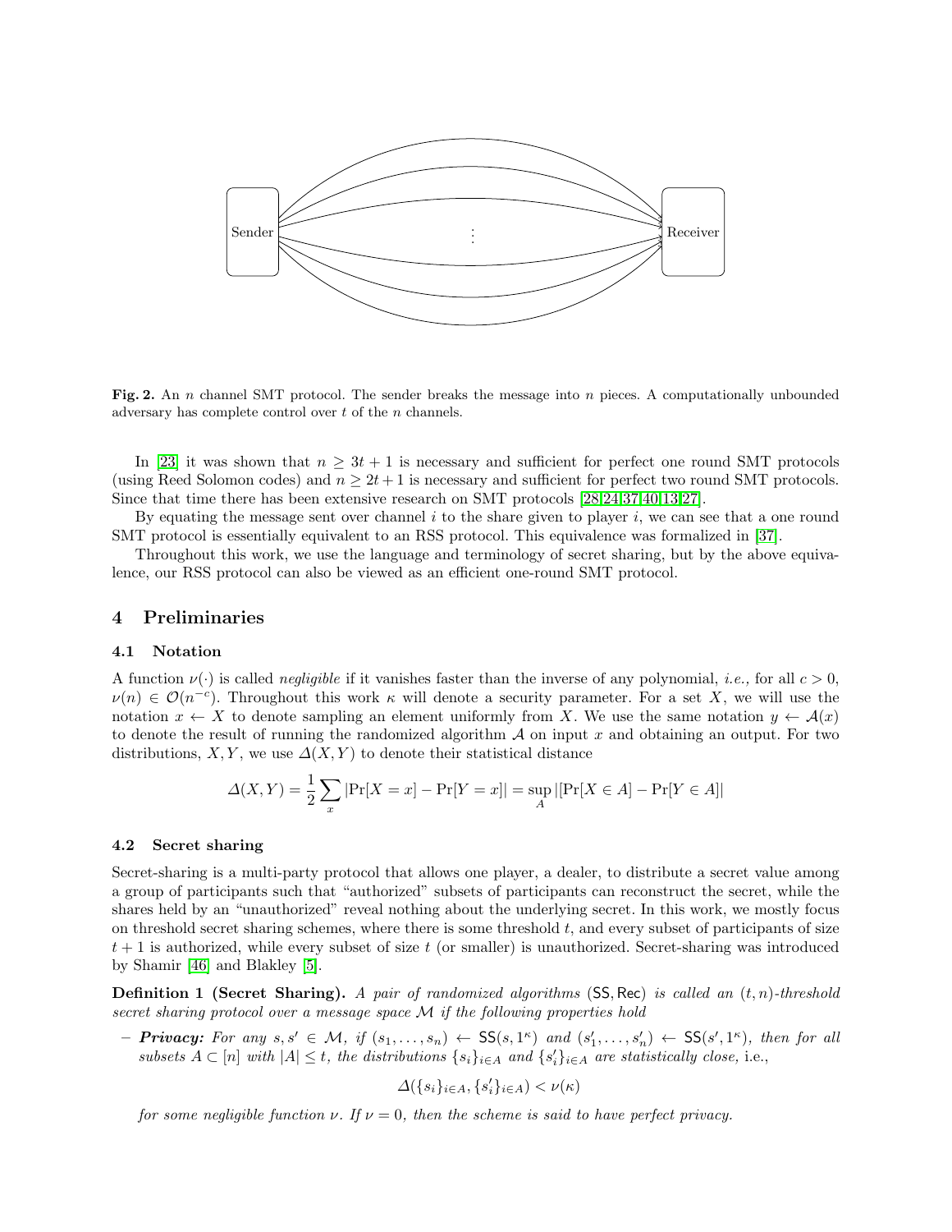**Fig. 2.** An $n$ channel SMT protocol. The sender breaks the message into $n$ pieces. A computationally unbounded adversary has complete control over $t$ of the $n$ channels.

In [23] it was shown that $n \geq 3t + 1$ is necessary and sufficient for perfect one round SMT protocols (using Reed Solomon codes) and $n \geq 2t + 1$ is necessary and sufficient for perfect two round SMT protocols. Since that time there has been extensive research on SMT protocols [28,24,37,40,13,27].

By equating the message sent over channel $i$ to the share given to player $i$, we can see that a one round SMT protocol is essentially equivalent to an RSS protocol. This equivalence was formalized in [37].

Throughout this work, we use the language and terminology of secret sharing, but by the above equivalence, our RSS protocol can also be viewed as an efficient one-round SMT protocol.

## 4 Preliminaries

### 4.1 Notation

A function $\nu(\cdot)$ is called *negligible* if it vanishes faster than the inverse of any polynomial, *i.e.,* for all $c > 0$, $\nu(n) \in \mathcal{O}(n^{-c})$. Throughout this work $\kappa$ will denote a security parameter. For a set $X$, we will use the notation $x \leftarrow X$ to denote sampling an element uniformly from $X$. We use the same notation $y \leftarrow \mathcal{A}(x)$ to denote the result of running the randomized algorithm $\mathcal{A}$ on input $x$ and obtaining an output. For two distributions, $X, Y$, we use $\Delta(X, Y)$ to denote their statistical distance

$$\Delta(X, Y) = \frac{1}{2} \sum_x |\Pr[X = x] - \Pr[Y = x]| = \sup_A |[\Pr[X \in A] - \Pr[Y \in A]|$$

### 4.2 Secret sharing

Secret-sharing is a multi-party protocol that allows one player, a dealer, to distribute a secret value among a group of participants such that "authorized" subsets of participants can reconstruct the secret, while the shares held by an "unauthorized" reveal nothing about the underlying secret. In this work, we mostly focus on threshold secret sharing schemes, where there is some threshold $t$, and every subset of participants of size $t+1$ is authorized, while every subset of size $t$ (or smaller) is unauthorized. Secret-sharing was introduced by Shamir [46] and Blakley [5].

**Definition 1 (Secret Sharing).** *A pair of randomized algorithms* $(\mathsf{SS}, \mathsf{Rec})$ *is called an* $(t, n)$*-threshold secret sharing protocol over a message space* $\mathcal{M}$ *if the following properties hold*

– ***Privacy:*** *For any* $s, s' \in \mathcal{M}$*, if* $(s_1, \ldots, s_n) \leftarrow \mathsf{SS}(s, 1^\kappa)$ *and* $(s'_1, \ldots, s'_n) \leftarrow \mathsf{SS}(s', 1^\kappa)$*, then for all subsets* $A \subset [n]$ *with* $|A| \leq t$*, the distributions* $\{s_i\}_{i \in A}$ *and* $\{s'_i\}_{i \in A}$ *are statistically close,* i.e.,

$$\Delta(\{s_i\}_{i \in A}, \{s'_i\}_{i \in A}) < \nu(\kappa)$$

*for some negligible function* $\nu$*. If* $\nu = 0$*, then the scheme is said to have perfect privacy.*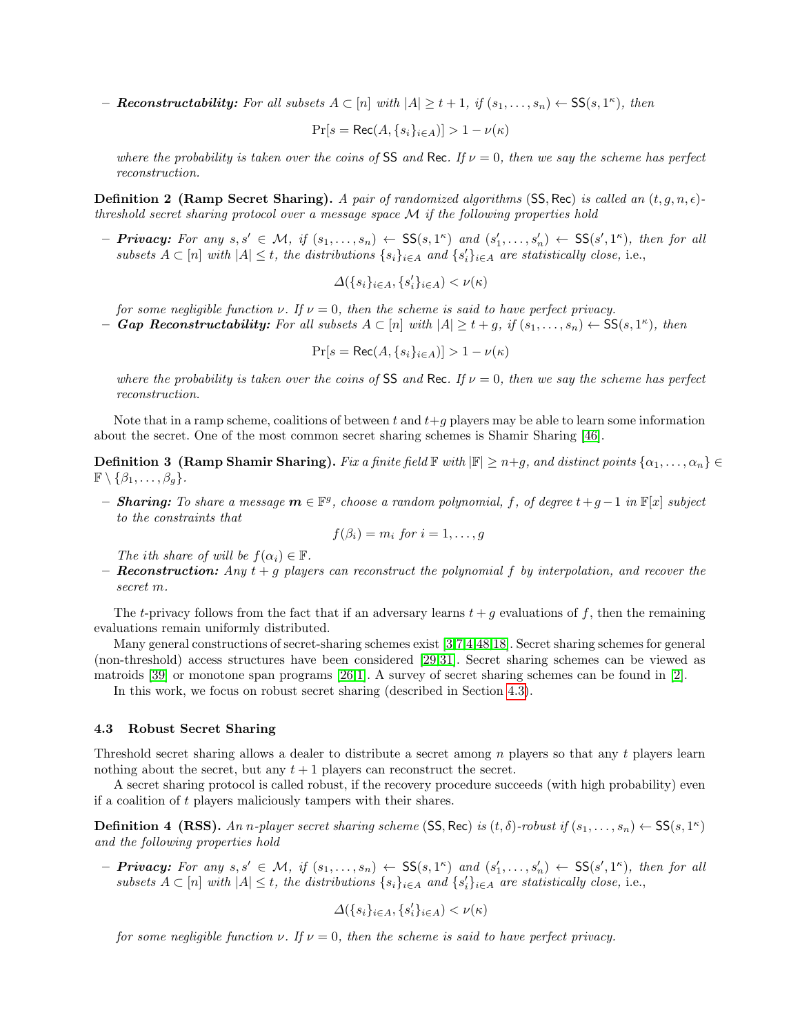– ***Reconstructability:*** *For all subsets $A \subset [n]$ with $|A| \geq t+1$, if $(s_1, \ldots, s_n) \leftarrow \mathsf{SS}(s, 1^\kappa)$, then*

$$\Pr[s = \mathsf{Rec}(A, \{s_i\}_{i \in A})] > 1 - \nu(\kappa)$$

*where the probability is taken over the coins of* $\mathsf{SS}$ *and* $\mathsf{Rec}$*. If $\nu = 0$, then we say the scheme has perfect reconstruction.*

**Definition 2 (Ramp Secret Sharing).** *A pair of randomized algorithms* $(\mathsf{SS}, \mathsf{Rec})$ *is called an $(t, g, n, \epsilon)$-threshold secret sharing protocol over a message space $\mathcal{M}$ if the following properties hold*

– ***Privacy:*** *For any $s, s' \in \mathcal{M}$, if $(s_1, \ldots, s_n) \leftarrow \mathsf{SS}(s, 1^\kappa)$ and $(s'_1, \ldots, s'_n) \leftarrow \mathsf{SS}(s', 1^\kappa)$, then for all subsets $A \subset [n]$ with $|A| \leq t$, the distributions $\{s_i\}_{i \in A}$ and $\{s'_i\}_{i \in A}$ are statistically close,* i.e.,

$$\Delta(\{s_i\}_{i \in A}, \{s'_i\}_{i \in A}) < \nu(\kappa)$$

*for some negligible function $\nu$. If $\nu = 0$, then the scheme is said to have perfect privacy.*

– ***Gap Reconstructability:*** *For all subsets $A \subset [n]$ with $|A| \geq t+g$, if $(s_1, \ldots, s_n) \leftarrow \mathsf{SS}(s, 1^\kappa)$, then*

$$\Pr[s = \mathsf{Rec}(A, \{s_i\}_{i \in A})] > 1 - \nu(\kappa)$$

*where the probability is taken over the coins of* $\mathsf{SS}$ *and* $\mathsf{Rec}$*. If $\nu = 0$, then we say the scheme has perfect reconstruction.*

Note that in a ramp scheme, coalitions of between $t$ and $t+g$ players may be able to learn some information about the secret. One of the most common secret sharing schemes is Shamir Sharing [46].

**Definition 3 (Ramp Shamir Sharing).** *Fix a finite field $\mathbb{F}$ with $|\mathbb{F}| \geq n+g$, and distinct points $\{\alpha_1, \ldots, \alpha_n\} \in \mathbb{F} \setminus \{\beta_1, \ldots, \beta_g\}$.*

– ***Sharing:*** *To share a message $\boldsymbol{m} \in \mathbb{F}^g$, choose a random polynomial, $f$, of degree $t+g-1$ in $\mathbb{F}[x]$ subject to the constraints that*

$$f(\beta_i) = m_i \text{ for } i = 1, \ldots, g$$

*The ith share of will be $f(\alpha_i) \in \mathbb{F}$.*

– ***Reconstruction:*** *Any $t+g$ players can reconstruct the polynomial $f$ by interpolation, and recover the secret $m$.*

The $t$-privacy follows from the fact that if an adversary learns $t+g$ evaluations of $f$, then the remaining evaluations remain uniformly distributed.

Many general constructions of secret-sharing schemes exist [3,7,4,48,18]. Secret sharing schemes for general (non-threshold) access structures have been considered [29,31]. Secret sharing schemes can be viewed as matroids [39] or monotone span programs [26,1]. A survey of secret sharing schemes can be found in [2].

In this work, we focus on robust secret sharing (described in Section 4.3).

### 4.3 Robust Secret Sharing

Threshold secret sharing allows a dealer to distribute a secret among $n$ players so that any $t$ players learn nothing about the secret, but any $t+1$ players can reconstruct the secret.

A secret sharing protocol is called robust, if the recovery procedure succeeds (with high probability) even if a coalition of $t$ players maliciously tampers with their shares.

**Definition 4 (RSS).** *An $n$-player secret sharing scheme* $(\mathsf{SS}, \mathsf{Rec})$ *is $(t, \delta)$-robust if $(s_1, \ldots, s_n) \leftarrow \mathsf{SS}(s, 1^\kappa)$ and the following properties hold*

– ***Privacy:*** *For any $s, s' \in \mathcal{M}$, if $(s_1, \ldots, s_n) \leftarrow \mathsf{SS}(s, 1^\kappa)$ and $(s'_1, \ldots, s'_n) \leftarrow \mathsf{SS}(s', 1^\kappa)$, then for all subsets $A \subset [n]$ with $|A| \leq t$, the distributions $\{s_i\}_{i \in A}$ and $\{s'_i\}_{i \in A}$ are statistically close,* i.e.,

$$\Delta(\{s_i\}_{i \in A}, \{s'_i\}_{i \in A}) < \nu(\kappa)$$

*for some negligible function $\nu$. If $\nu = 0$, then the scheme is said to have perfect privacy.*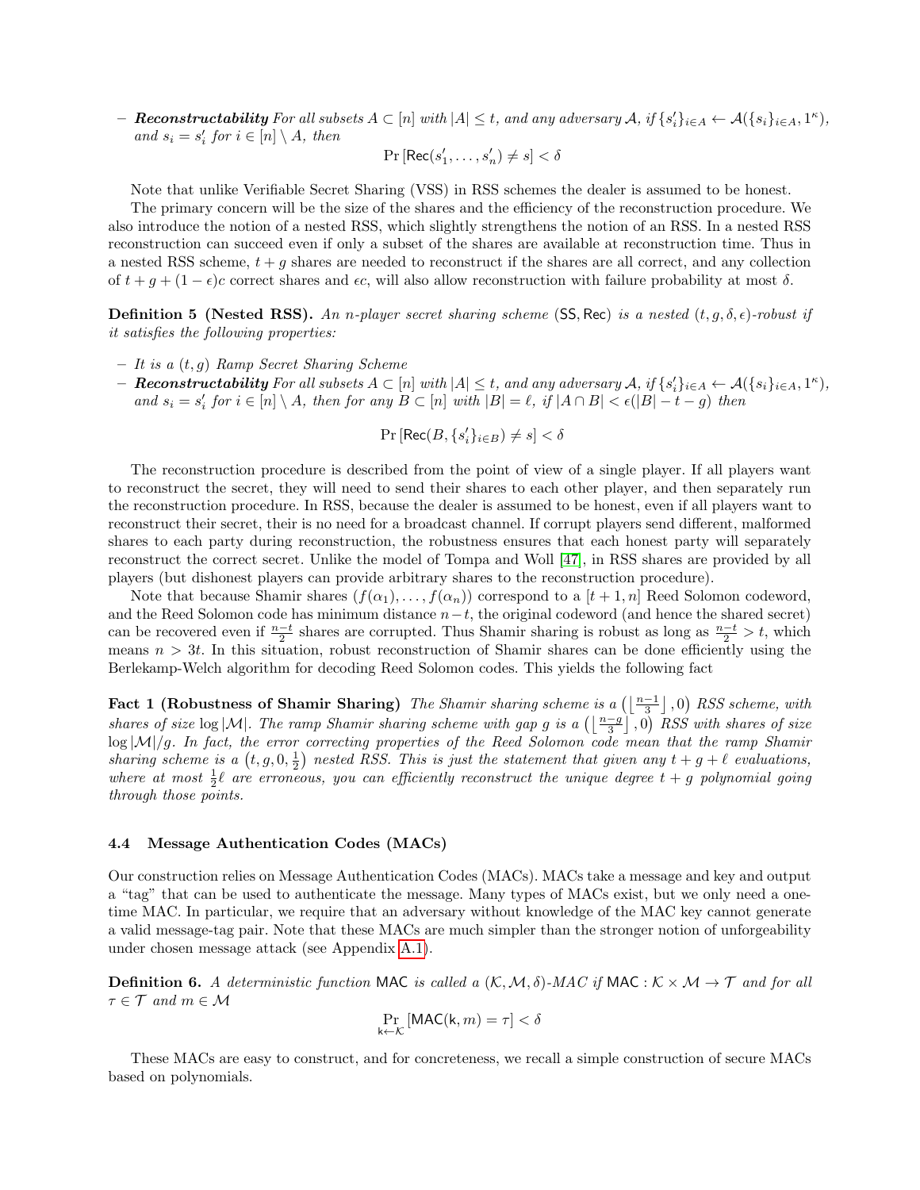– ***Reconstructability*** *For all subsets $A \subset [n]$ with $|A| \leq t$, and any adversary $\mathcal{A}$, if $\{s'_i\}_{i \in A} \leftarrow \mathcal{A}(\{s_i\}_{i \in A}, 1^\kappa)$, and $s_i = s'_i$ for $i \in [n] \setminus A$, then*

$$\Pr\left[\mathsf{Rec}(s'_1, \ldots, s'_n) \neq s\right] < \delta$$

Note that unlike Verifiable Secret Sharing (VSS) in RSS schemes the dealer is assumed to be honest.

The primary concern will be the size of the shares and the efficiency of the reconstruction procedure. We also introduce the notion of a nested RSS, which slightly strengthens the notion of an RSS. In a nested RSS reconstruction can succeed even if only a subset of the shares are available at reconstruction time. Thus in a nested RSS scheme, $t + g$ shares are needed to reconstruct if the shares are all correct, and any collection of $t + g + (1 - \epsilon)c$ correct shares and $\epsilon c$, will also allow reconstruction with failure probability at most $\delta$.

**Definition 5 (Nested RSS).** *An $n$-player secret sharing scheme $(\mathsf{SS}, \mathsf{Rec})$ is a nested $(t, g, \delta, \epsilon)$-robust if it satisfies the following properties:*

– *It is a $(t, g)$ Ramp Secret Sharing Scheme*
– ***Reconstructability*** *For all subsets $A \subset [n]$ with $|A| \leq t$, and any adversary $\mathcal{A}$, if $\{s'_i\}_{i \in A} \leftarrow \mathcal{A}(\{s_i\}_{i \in A}, 1^\kappa)$, and $s_i = s'_i$ for $i \in [n] \setminus A$, then for any $B \subset [n]$ with $|B| = \ell$, if $|A \cap B| < \epsilon(|B| - t - g)$ then*

$$\Pr\left[\mathsf{Rec}(B, \{s'_i\}_{i \in B}) \neq s\right] < \delta$$

The reconstruction procedure is described from the point of view of a single player. If all players want to reconstruct the secret, they will need to send their shares to each other player, and then separately run the reconstruction procedure. In RSS, because the dealer is assumed to be honest, even if all players want to reconstruct their secret, their is no need for a broadcast channel. If corrupt players send different, malformed shares to each party during reconstruction, the robustness ensures that each honest party will separately reconstruct the correct secret. Unlike the model of Tompa and Woll [47], in RSS shares are provided by all players (but dishonest players can provide arbitrary shares to the reconstruction procedure).

Note that because Shamir shares $(f(\alpha_1), \ldots, f(\alpha_n))$ correspond to a $[t+1, n]$ Reed Solomon codeword, and the Reed Solomon code has minimum distance $n - t$, the original codeword (and hence the shared secret) can be recovered even if $\frac{n-t}{2}$ shares are corrupted. Thus Shamir sharing is robust as long as $\frac{n-t}{2} > t$, which means $n > 3t$. In this situation, robust reconstruction of Shamir shares can be done efficiently using the Berlekamp-Welch algorithm for decoding Reed Solomon codes. This yields the following fact

**Fact 1 (Robustness of Shamir Sharing)** *The Shamir sharing scheme is a $\left(\left\lfloor \frac{n-1}{3} \right\rfloor, 0\right)$ RSS scheme, with shares of size $\log |\mathcal{M}|$. The ramp Shamir sharing scheme with gap $g$ is a $\left(\left\lfloor \frac{n-g}{3} \right\rfloor, 0\right)$ RSS with shares of size $\log |\mathcal{M}|/g$. In fact, the error correcting properties of the Reed Solomon code mean that the ramp Shamir sharing scheme is a $\left(t, g, 0, \frac{1}{2}\right)$ nested RSS. This is just the statement that given any $t + g + \ell$ evaluations, where at most $\frac{1}{2}\ell$ are erroneous, you can efficiently reconstruct the unique degree $t + g$ polynomial going through those points.*

### 4.4 Message Authentication Codes (MACs)

Our construction relies on Message Authentication Codes (MACs). MACs take a message and key and output a "tag" that can be used to authenticate the message. Many types of MACs exist, but we only need a one-time MAC. In particular, we require that an adversary without knowledge of the MAC key cannot generate a valid message-tag pair. Note that these MACs are much simpler than the stronger notion of unforgeability under chosen message attack (see Appendix A.1).

**Definition 6.** *A deterministic function $\mathsf{MAC}$ is called a $(\mathcal{K}, \mathcal{M}, \delta)$-MAC if $\mathsf{MAC} : \mathcal{K} \times \mathcal{M} \to \mathcal{T}$ and for all $\tau \in \mathcal{T}$ and $m \in \mathcal{M}$*

$$\Pr_{\mathsf{k} \leftarrow \mathcal{K}}\left[\mathsf{MAC}(\mathsf{k}, m) = \tau\right] < \delta$$

These MACs are easy to construct, and for concreteness, we recall a simple construction of secure MACs based on polynomials.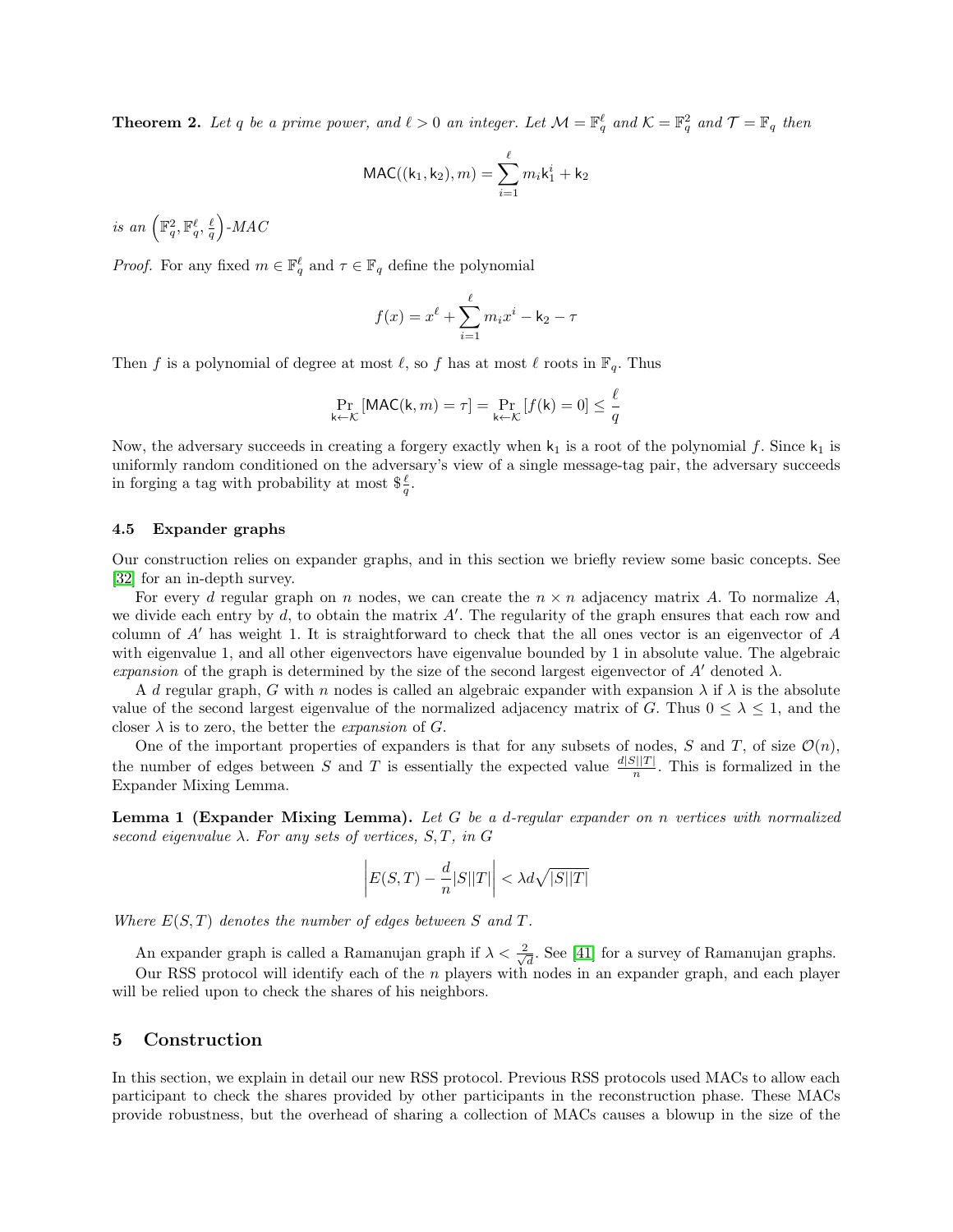**Theorem 2.** *Let $q$ be a prime power, and $\ell > 0$ an integer. Let $\mathcal{M} = \mathbb{F}_q^\ell$ and $\mathcal{K} = \mathbb{F}_q^2$ and $\mathcal{T} = \mathbb{F}_q$ then*

$$\mathsf{MAC}((\mathsf{k}_1, \mathsf{k}_2), m) = \sum_{i=1}^{\ell} m_i \mathsf{k}_1^i + \mathsf{k}_2$$

*is an $\left(\mathbb{F}_q^2, \mathbb{F}_q^\ell, \frac{\ell}{q}\right)$-MAC*

*Proof.* For any fixed $m \in \mathbb{F}_q^\ell$ and $\tau \in \mathbb{F}_q$ define the polynomial

$$f(x) = x^\ell + \sum_{i=1}^{\ell} m_i x^i - \mathsf{k}_2 - \tau$$

Then $f$ is a polynomial of degree at most $\ell$, so $f$ has at most $\ell$ roots in $\mathbb{F}_q$. Thus

$$\Pr_{\mathsf{k} \leftarrow \mathcal{K}}[\mathsf{MAC}(\mathsf{k}, m) = \tau] = \Pr_{\mathsf{k} \leftarrow \mathcal{K}}[f(\mathsf{k}) = 0] \leq \frac{\ell}{q}$$

Now, the adversary succeeds in creating a forgery exactly when $\mathsf{k}_1$ is a root of the polynomial $f$. Since $\mathsf{k}_1$ is uniformly random conditioned on the adversary's view of a single message-tag pair, the adversary succeeds in forging a tag with probability at most \$$\frac{\ell}{q}$.

### 4.5 Expander graphs

Our construction relies on expander graphs, and in this section we briefly review some basic concepts. See [32] for an in-depth survey.

For every $d$ regular graph on $n$ nodes, we can create the $n \times n$ adjacency matrix $A$. To normalize $A$, we divide each entry by $d$, to obtain the matrix $A'$. The regularity of the graph ensures that each row and column of $A'$ has weight 1. It is straightforward to check that the all ones vector is an eigenvector of $A$ with eigenvalue 1, and all other eigenvectors have eigenvalue bounded by 1 in absolute value. The algebraic *expansion* of the graph is determined by the size of the second largest eigenvector of $A'$ denoted $\lambda$.

A $d$ regular graph, $G$ with $n$ nodes is called an algebraic expander with expansion $\lambda$ if $\lambda$ is the absolute value of the second largest eigenvalue of the normalized adjacency matrix of $G$. Thus $0 \leq \lambda \leq 1$, and the closer $\lambda$ is to zero, the better the *expansion* of $G$.

One of the important properties of expanders is that for any subsets of nodes, $S$ and $T$, of size $\mathcal{O}(n)$, the number of edges between $S$ and $T$ is essentially the expected value $\frac{d|S||T|}{n}$. This is formalized in the Expander Mixing Lemma.

**Lemma 1 (Expander Mixing Lemma).** *Let $G$ be a $d$-regular expander on $n$ vertices with normalized second eigenvalue $\lambda$. For any sets of vertices, $S, T$, in $G$*

$$\left| E(S,T) - \frac{d}{n}|S||T| \right| < \lambda d \sqrt{|S||T|}$$

*Where $E(S,T)$ denotes the number of edges between $S$ and $T$.*

An expander graph is called a Ramanujan graph if $\lambda < \frac{2}{\sqrt{d}}$. See [41] for a survey of Ramanujan graphs.

Our RSS protocol will identify each of the $n$ players with nodes in an expander graph, and each player will be relied upon to check the shares of his neighbors.

## 5 Construction

In this section, we explain in detail our new RSS protocol. Previous RSS protocols used MACs to allow each participant to check the shares provided by other participants in the reconstruction phase. These MACs provide robustness, but the overhead of sharing a collection of MACs causes a blowup in the size of the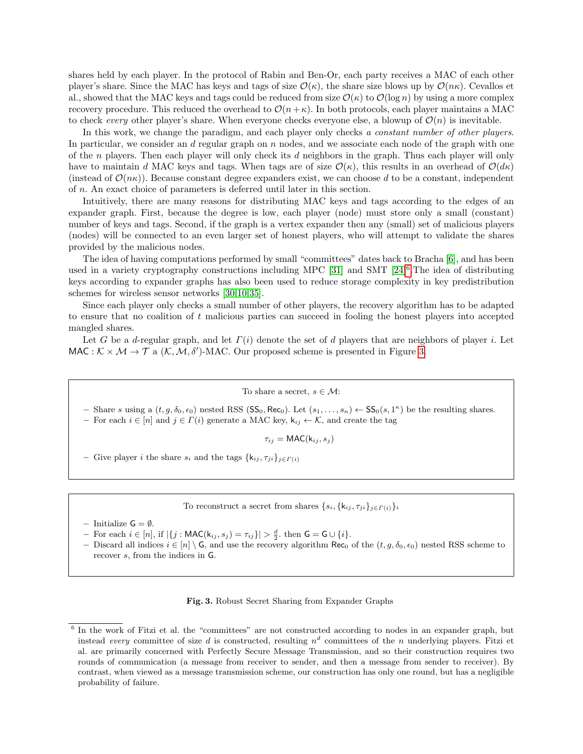shares held by each player. In the protocol of Rabin and Ben-Or, each party receives a MAC of each other player's share. Since the MAC has keys and tags of size $\mathcal{O}(\kappa)$, the share size blows up by $\mathcal{O}(n\kappa)$. Cevallos et al., showed that the MAC keys and tags could be reduced from size $\mathcal{O}(\kappa)$ to $\mathcal{O}(\log n)$ by using a more complex recovery procedure. This reduced the overhead to $\mathcal{O}(n+\kappa)$. In both protocols, each player maintains a MAC to check *every* other player's share. When everyone checks everyone else, a blowup of $\mathcal{O}(n)$ is inevitable.

In this work, we change the paradigm, and each player only checks *a constant number of other players*. In particular, we consider an $d$ regular graph on $n$ nodes, and we associate each node of the graph with one of the $n$ players. Then each player will only check its $d$ neighbors in the graph. Thus each player will only have to maintain $d$ MAC keys and tags. When tags are of size $\mathcal{O}(\kappa)$, this results in an overhead of $\mathcal{O}(d\kappa)$ (instead of $\mathcal{O}(n\kappa)$). Because constant degree expanders exist, we can choose $d$ to be a constant, independent of $n$. An exact choice of parameters is deferred until later in this section.

Intuitively, there are many reasons for distributing MAC keys and tags according to the edges of an expander graph. First, because the degree is low, each player (node) must store only a small (constant) number of keys and tags. Second, if the graph is a vertex expander then any (small) set of malicious players (nodes) will be connected to an even larger set of honest players, who will attempt to validate the shares provided by the malicious nodes.

The idea of having computations performed by small "committees" dates back to Bracha [6], and has been used in a variety cryptography constructions including MPC [31] and SMT [24][6] The idea of distributing keys according to expander graphs has also been used to reduce storage complexity in key predistribution schemes for wireless sensor networks [30,10,35].

Since each player only checks a small number of other players, the recovery algorithm has to be adapted to ensure that no coalition of $t$ malicious parties can succeed in fooling the honest players into accepted mangled shares.

Let $G$ be a $d$-regular graph, and let $\Gamma(i)$ denote the set of $d$ players that are neighbors of player $i$. Let $\mathsf{MAC} : \mathcal{K} \times \mathcal{M} \to \mathcal{T}$ a $(\mathcal{K}, \mathcal{M}, \delta')$-MAC. Our proposed scheme is presented in Figure 3.

---

To share a secret, $s \in \mathcal{M}$:

- Share $s$ using a $(t, g, \delta_0, \epsilon_0)$ nested RSS $(\mathsf{SS}_0, \mathsf{Rec}_0)$. Let $(s_1, \ldots, s_n) \leftarrow \mathsf{SS}_0(s, 1^\kappa)$ be the resulting shares.
- For each $i \in [n]$ and $j \in \Gamma(i)$ generate a MAC key, $\mathsf{k}_{ij} \leftarrow \mathcal{K}$, and create the tag

$$\tau_{ij} = \mathsf{MAC}(\mathsf{k}_{ij}, s_j)$$

- Give player $i$ the share $s_i$ and the tags $\{\mathsf{k}_{ij}, \tau_{ji}\}_{j \in \Gamma(i)}$

---

To reconstruct a secret from shares $\{s_i, \{\mathsf{k}_{ij}, \tau_{ji}\}_{j \in \Gamma(i)}\}_i$

- Initialize $\mathsf{G} = \emptyset$.
- For each $i \in [n]$, if $|\{j : \mathsf{MAC}(\mathsf{k}_{ij}, s_j) = \tau_{ij}\}| > \frac{d}{2}$. then $\mathsf{G} = \mathsf{G} \cup \{i\}$.
- Discard all indices $i \in [n] \setminus \mathsf{G}$, and use the recovery algorithm $\mathsf{Rec}_0$ of the $(t, g, \delta_0, \epsilon_0)$ nested RSS scheme to recover $s$, from the indices in $\mathsf{G}$.

---

**Fig. 3.** Robust Secret Sharing from Expander Graphs

[6] In the work of Fitzi et al. the "committees" are not constructed according to nodes in an expander graph, but instead *every* committee of size $d$ is constructed, resulting $n^d$ committees of the $n$ underlying players. Fitzi et al. are primarily concerned with Perfectly Secure Message Transmission, and so their construction requires two rounds of communication (a message from receiver to sender, and then a message from sender to receiver). By contrast, when viewed as a message transmission scheme, our construction has only one round, but has a negligible probability of failure.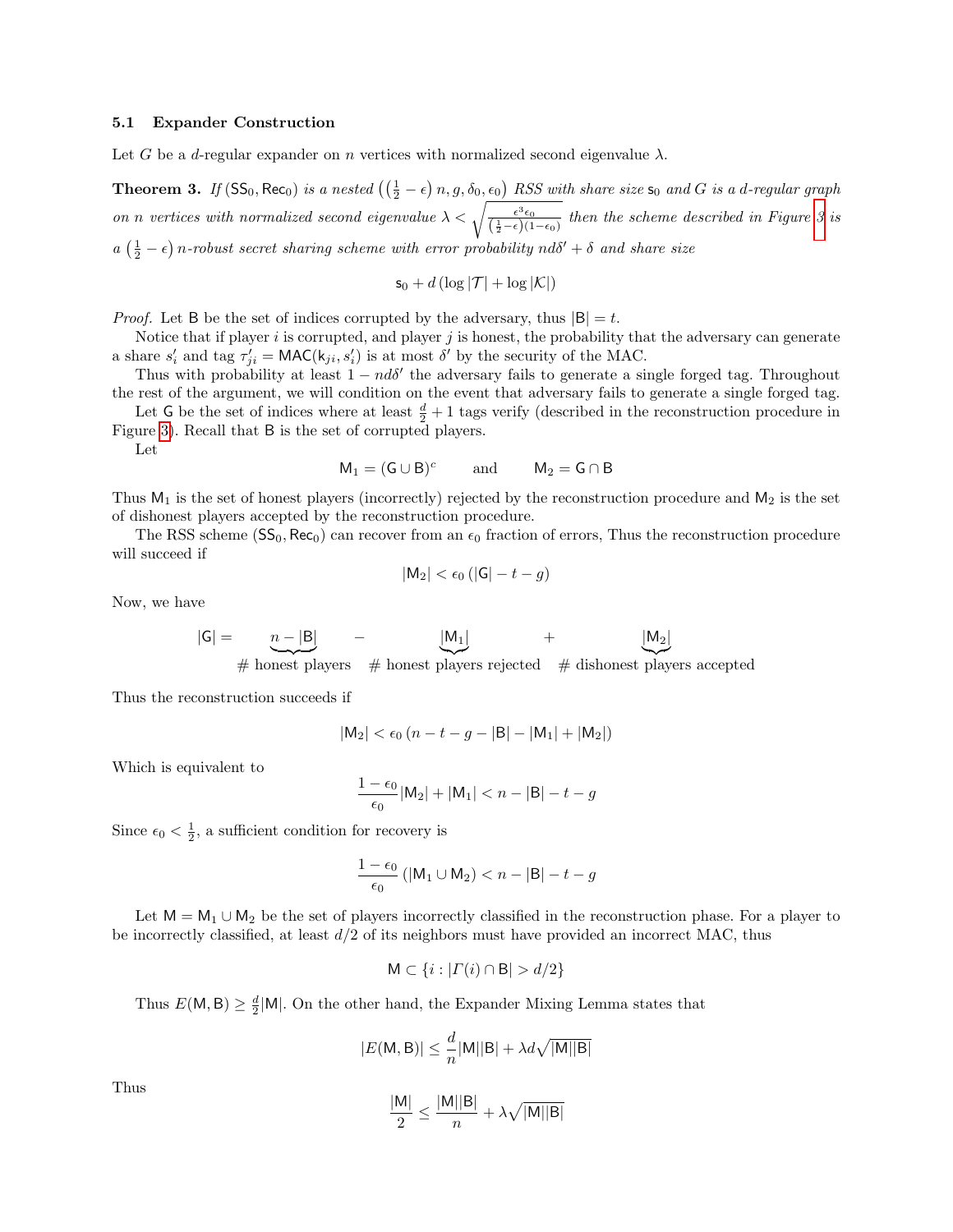### 5.1 Expander Construction

Let $G$ be a $d$-regular expander on $n$ vertices with normalized second eigenvalue $\lambda$.

**Theorem 3.** *If* $(\mathsf{SS}_0, \mathsf{Rec}_0)$ *is a nested* $\left(\left(\frac{1}{2} - \epsilon\right) n, g, \delta_0, \epsilon_0\right)$ *RSS with share size* $\mathsf{s}_0$ *and* $G$ *is a* $d$*-regular graph on* $n$ *vertices with normalized second eigenvalue* $\lambda < \sqrt{\frac{\epsilon^3 \epsilon_0}{\left(\frac{1}{2}-\epsilon\right)(1-\epsilon_0)}}$ *then the scheme described in Figure 3 is a* $\left(\frac{1}{2} - \epsilon\right) n$*-robust secret sharing scheme with error probability* $nd\delta' + \delta$ *and share size*

$$\mathsf{s}_0 + d\left(\log|\mathcal{T}| + \log|\mathcal{K}|\right)$$

*Proof.* Let $\mathsf{B}$ be the set of indices corrupted by the adversary, thus $|\mathsf{B}| = t$.

Notice that if player $i$ is corrupted, and player $j$ is honest, the probability that the adversary can generate a share $s_i'$ and tag $\tau_{ji}' = \mathsf{MAC}(\mathsf{k}_{ji}, s_i')$ is at most $\delta'$ by the security of the MAC.

Thus with probability at least $1 - nd\delta'$ the adversary fails to generate a single forged tag. Throughout the rest of the argument, we will condition on the event that adversary fails to generate a single forged tag.

Let $\mathsf{G}$ be the set of indices where at least $\frac{d}{2} + 1$ tags verify (described in the reconstruction procedure in Figure 3). Recall that $\mathsf{B}$ is the set of corrupted players.

Let

$$\mathsf{M}_1 = (\mathsf{G} \cup \mathsf{B})^c \qquad \text{and} \qquad \mathsf{M}_2 = \mathsf{G} \cap \mathsf{B}$$

Thus $\mathsf{M}_1$ is the set of honest players (incorrectly) rejected by the reconstruction procedure and $\mathsf{M}_2$ is the set of dishonest players accepted by the reconstruction procedure.

The RSS scheme $(\mathsf{SS}_0, \mathsf{Rec}_0)$ can recover from an $\epsilon_0$ fraction of errors, Thus the reconstruction procedure will succeed if

$$|\mathsf{M}_2| < \epsilon_0 \left(|\mathsf{G}| - t - g\right)$$

Now, we have

$$|\mathsf{G}| = \underbrace{n - |\mathsf{B}|}_{\#\text{ honest players}} - \underbrace{|\mathsf{M}_1|}_{\#\text{ honest players rejected}} + \underbrace{|\mathsf{M}_2|}_{\#\text{ dishonest players accepted}}$$

Thus the reconstruction succeeds if

$$|\mathsf{M}_2| < \epsilon_0 \left(n - t - g - |\mathsf{B}| - |\mathsf{M}_1| + |\mathsf{M}_2|\right)$$

Which is equivalent to

$$\frac{1 - \epsilon_0}{\epsilon_0} |\mathsf{M}_2| + |\mathsf{M}_1| < n - |\mathsf{B}| - t - g$$

Since $\epsilon_0 < \frac{1}{2}$, a sufficient condition for recovery is

$$\frac{1 - \epsilon_0}{\epsilon_0} \left(|\mathsf{M}_1 \cup \mathsf{M}_2\right) < n - |\mathsf{B}| - t - g$$

Let $\mathsf{M} = \mathsf{M}_1 \cup \mathsf{M}_2$ be the set of players incorrectly classified in the reconstruction phase. For a player to be incorrectly classified, at least $d/2$ of its neighbors must have provided an incorrect MAC, thus

$$\mathsf{M} \subset \{i : |\Gamma(i) \cap \mathsf{B}| > d/2\}$$

Thus $E(\mathsf{M}, \mathsf{B}) \geq \frac{d}{2}|\mathsf{M}|$. On the other hand, the Expander Mixing Lemma states that

$$|E(\mathsf{M}, \mathsf{B})| \leq \frac{d}{n}|\mathsf{M}||\mathsf{B}| + \lambda d \sqrt{|\mathsf{M}||\mathsf{B}|}$$

Thus

$$\frac{|\mathsf{M}|}{2} \leq \frac{|\mathsf{M}||\mathsf{B}|}{n} + \lambda \sqrt{|\mathsf{M}||\mathsf{B}|}$$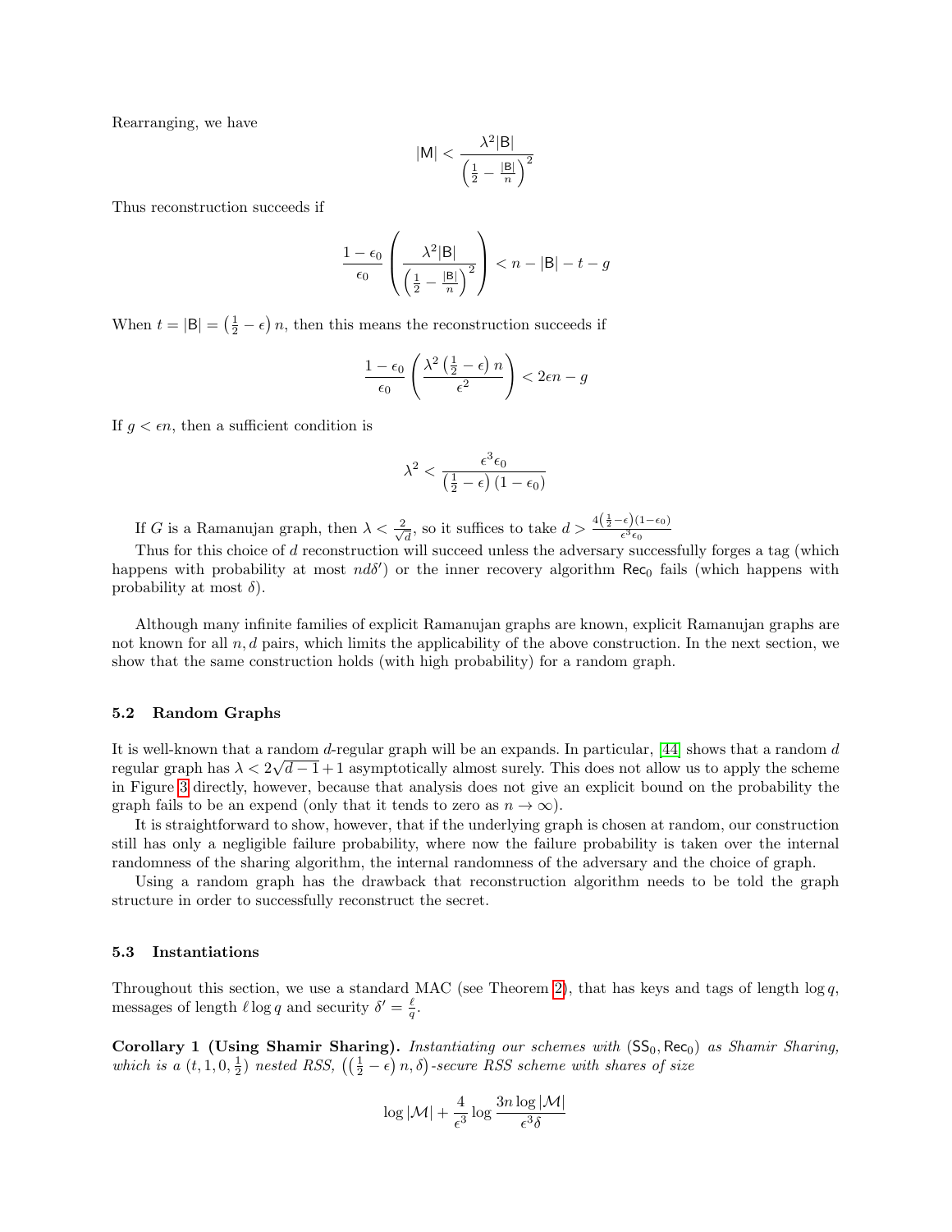Rearranging, we have

$$|\mathsf{M}| < \frac{\lambda^2 |\mathsf{B}|}{\left(\frac{1}{2} - \frac{|\mathsf{B}|}{n}\right)^2}$$

Thus reconstruction succeeds if

$$\frac{1-\epsilon_0}{\epsilon_0}\left(\frac{\lambda^2 |\mathsf{B}|}{\left(\frac{1}{2} - \frac{|\mathsf{B}|}{n}\right)^2}\right) < n - |\mathsf{B}| - t - g$$

When $t = |\mathsf{B}| = \left(\frac{1}{2} - \epsilon\right) n$, then this means the reconstruction succeeds if

$$\frac{1-\epsilon_0}{\epsilon_0}\left(\frac{\lambda^2 \left(\frac{1}{2} - \epsilon\right) n}{\epsilon^2}\right) < 2\epsilon n - g$$

If $g < \epsilon n$, then a sufficient condition is

$$\lambda^2 < \frac{\epsilon^3 \epsilon_0}{\left(\frac{1}{2} - \epsilon\right)(1 - \epsilon_0)}$$

If $G$ is a Ramanujan graph, then $\lambda < \frac{2}{\sqrt{d}}$, so it suffices to take $d > \frac{4\left(\frac{1}{2}-\epsilon\right)(1-\epsilon_0)}{\epsilon^3 \epsilon_0}$

Thus for this choice of $d$ reconstruction will succeed unless the adversary successfully forges a tag (which happens with probability at most $nd\delta'$) or the inner recovery algorithm $\mathsf{Rec}_0$ fails (which happens with probability at most $\delta$).

Although many infinite families of explicit Ramanujan graphs are known, explicit Ramanujan graphs are not known for all $n, d$ pairs, which limits the applicability of the above construction. In the next section, we show that the same construction holds (with high probability) for a random graph.

### 5.2 Random Graphs

It is well-known that a random $d$-regular graph will be an expands. In particular, [44] shows that a random $d$ regular graph has $\lambda < 2\sqrt{d-1} + 1$ asymptotically almost surely. This does not allow us to apply the scheme in Figure 3 directly, however, because that analysis does not give an explicit bound on the probability the graph fails to be an expend (only that it tends to zero as $n \to \infty$).

It is straightforward to show, however, that if the underlying graph is chosen at random, our construction still has only a negligible failure probability, where now the failure probability is taken over the internal randomness of the sharing algorithm, the internal randomness of the adversary and the choice of graph.

Using a random graph has the drawback that reconstruction algorithm needs to be told the graph structure in order to successfully reconstruct the secret.

### 5.3 Instantiations

Throughout this section, we use a standard MAC (see Theorem 2), that has keys and tags of length $\log q$, messages of length $\ell \log q$ and security $\delta' = \frac{\ell}{q}$.

**Corollary 1 (Using Shamir Sharing).** *Instantiating our schemes with $(\mathsf{SS}_0, \mathsf{Rec}_0)$ as Shamir Sharing, which is a $(t, 1, 0, \frac{1}{2})$ nested RSS, $\left(\left(\frac{1}{2} - \epsilon\right) n, \delta\right)$-secure RSS scheme with shares of size*

$$\log |\mathcal{M}| + \frac{4}{\epsilon^3} \log \frac{3n \log |\mathcal{M}|}{\epsilon^3 \delta}$$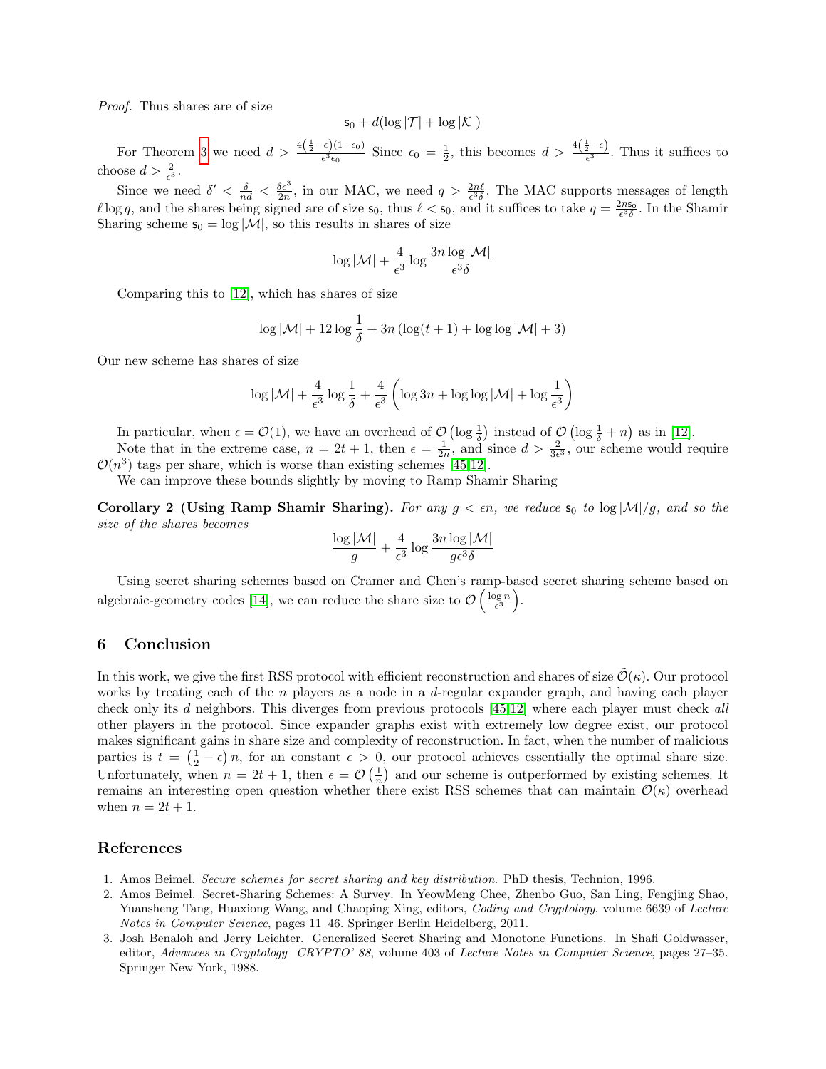*Proof.* Thus shares are of size

$$\mathsf{s}_0 + d(\log|\mathcal{T}| + \log|\mathcal{K}|)$$

For Theorem 3 we need $d > \frac{4\left(\frac{1}{2}-\epsilon\right)(1-\epsilon_0)}{\epsilon^3\epsilon_0}$ Since $\epsilon_0 = \frac{1}{2}$, this becomes $d > \frac{4\left(\frac{1}{2}-\epsilon\right)}{\epsilon^3}$. Thus it suffices to choose $d > \frac{2}{\epsilon^3}$.

Since we need $\delta' < \frac{\delta}{nd} < \frac{\delta\epsilon^3}{2n}$, in our MAC, we need $q > \frac{2n\ell}{\epsilon^3\delta}$. The MAC supports messages of length $\ell \log q$, and the shares being signed are of size $\mathsf{s}_0$, thus $\ell < \mathsf{s}_0$, and it suffices to take $q = \frac{2n\mathsf{s}_0}{\epsilon^3\delta}$. In the Shamir Sharing scheme $\mathsf{s}_0 = \log|\mathcal{M}|$, so this results in shares of size

$$\log|\mathcal{M}| + \frac{4}{\epsilon^3}\log\frac{3n\log|\mathcal{M}|}{\epsilon^3\delta}$$

Comparing this to [12], which has shares of size

$$\log|\mathcal{M}| + 12\log\frac{1}{\delta} + 3n\left(\log(t+1) + \log\log|\mathcal{M}| + 3\right)$$

Our new scheme has shares of size

$$\log|\mathcal{M}| + \frac{4}{\epsilon^3}\log\frac{1}{\delta} + \frac{4}{\epsilon^3}\left(\log 3n + \log\log|\mathcal{M}| + \log\frac{1}{\epsilon^3}\right)$$

In particular, when $\epsilon = \mathcal{O}(1)$, we have an overhead of $\mathcal{O}\left(\log\frac{1}{\delta}\right)$ instead of $\mathcal{O}\left(\log\frac{1}{\delta} + n\right)$ as in [12].

Note that in the extreme case, $n = 2t+1$, then $\epsilon = \frac{1}{2n}$, and since $d > \frac{2}{3\epsilon^3}$, our scheme would require $\mathcal{O}(n^3)$ tags per share, which is worse than existing schemes [45,12].

We can improve these bounds slightly by moving to Ramp Shamir Sharing

**Corollary 2 (Using Ramp Shamir Sharing).** *For any $g < \epsilon n$, we reduce $\mathsf{s}_0$ to $\log|\mathcal{M}|/g$, and so the size of the shares becomes*

$$\frac{\log|\mathcal{M}|}{g} + \frac{4}{\epsilon^3}\log\frac{3n\log|\mathcal{M}|}{g\epsilon^3\delta}$$

Using secret sharing schemes based on Cramer and Chen's ramp-based secret sharing scheme based on algebraic-geometry codes [14], we can reduce the share size to $\mathcal{O}\left(\frac{\log n}{\epsilon^3}\right)$.

## 6 Conclusion

In this work, we give the first RSS protocol with efficient reconstruction and shares of size $\tilde{\mathcal{O}}(\kappa)$. Our protocol works by treating each of the $n$ players as a node in a $d$-regular expander graph, and having each player check only its $d$ neighbors. This diverges from previous protocols [45,12] where each player must check *all* other players in the protocol. Since expander graphs exist with extremely low degree exist, our protocol makes significant gains in share size and complexity of reconstruction. In fact, when the number of malicious parties is $t = \left(\frac{1}{2} - \epsilon\right)n$, for an constant $\epsilon > 0$, our protocol achieves essentially the optimal share size. Unfortunately, when $n = 2t+1$, then $\epsilon = \mathcal{O}\left(\frac{1}{n}\right)$ and our scheme is outperformed by existing schemes. It remains an interesting open question whether there exist RSS schemes that can maintain $\mathcal{O}(\kappa)$ overhead when $n = 2t+1$.

## References

1. Amos Beimel. *Secure schemes for secret sharing and key distribution*. PhD thesis, Technion, 1996.
2. Amos Beimel. Secret-Sharing Schemes: A Survey. In YeowMeng Chee, Zhenbo Guo, San Ling, Fengjing Shao, Yuansheng Tang, Huaxiong Wang, and Chaoping Xing, editors, *Coding and Cryptology*, volume 6639 of *Lecture Notes in Computer Science*, pages 11–46. Springer Berlin Heidelberg, 2011.
3. Josh Benaloh and Jerry Leichter. Generalized Secret Sharing and Monotone Functions. In Shafi Goldwasser, editor, *Advances in Cryptology CRYPTO' 88*, volume 403 of *Lecture Notes in Computer Science*, pages 27–35. Springer New York, 1988.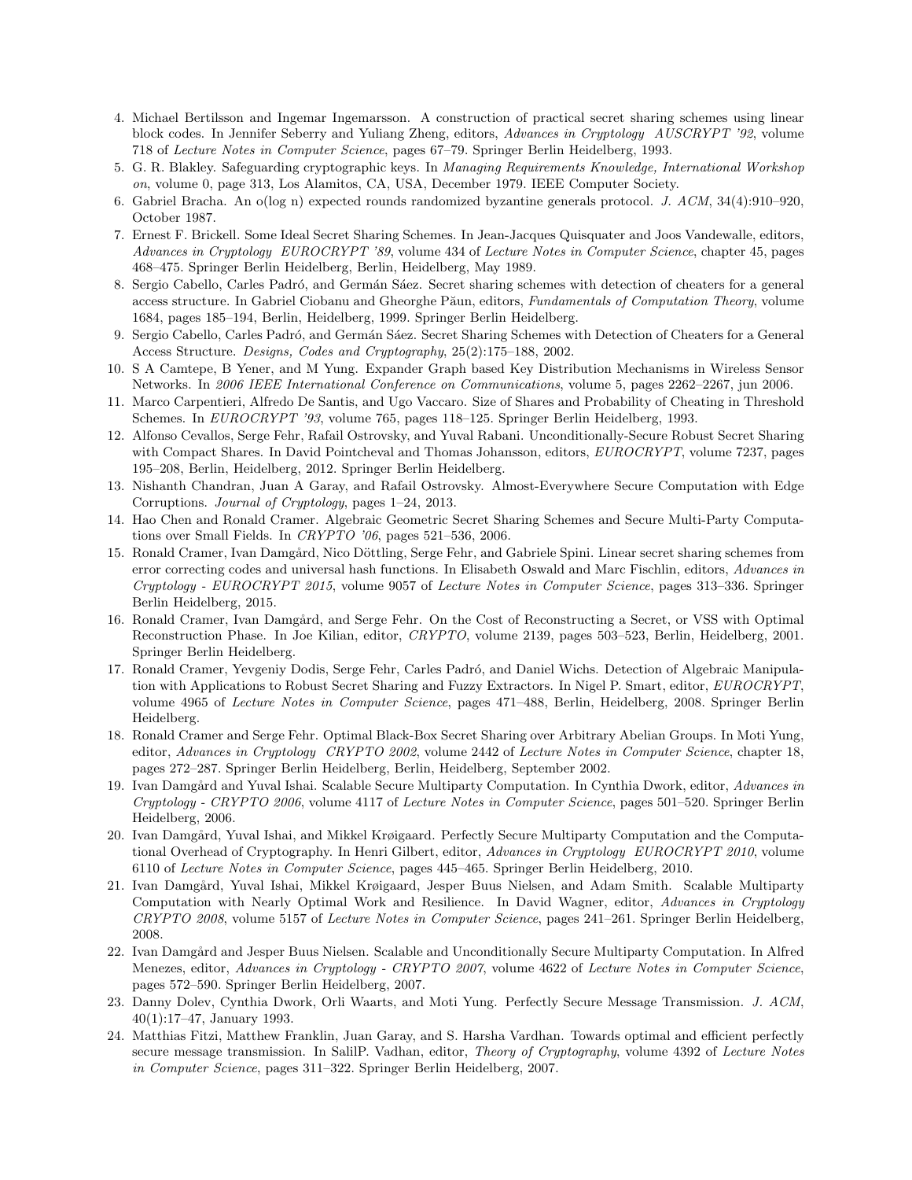4. Michael Bertilsson and Ingemar Ingemarsson. A construction of practical secret sharing schemes using linear block codes. In Jennifer Seberry and Yuliang Zheng, editors, *Advances in Cryptology AUSCRYPT '92*, volume 718 of *Lecture Notes in Computer Science*, pages 67–79. Springer Berlin Heidelberg, 1993.
5. G. R. Blakley. Safeguarding cryptographic keys. In *Managing Requirements Knowledge, International Workshop on*, volume 0, page 313, Los Alamitos, CA, USA, December 1979. IEEE Computer Society.
6. Gabriel Bracha. An o(log n) expected rounds randomized byzantine generals protocol. *J. ACM*, 34(4):910–920, October 1987.
7. Ernest F. Brickell. Some Ideal Secret Sharing Schemes. In Jean-Jacques Quisquater and Joos Vandewalle, editors, *Advances in Cryptology EUROCRYPT '89*, volume 434 of *Lecture Notes in Computer Science*, chapter 45, pages 468–475. Springer Berlin Heidelberg, Berlin, Heidelberg, May 1989.
8. Sergio Cabello, Carles Padró, and Germán Sáez. Secret sharing schemes with detection of cheaters for a general access structure. In Gabriel Ciobanu and Gheorghe Păun, editors, *Fundamentals of Computation Theory*, volume 1684, pages 185–194, Berlin, Heidelberg, 1999. Springer Berlin Heidelberg.
9. Sergio Cabello, Carles Padró, and Germán Sáez. Secret Sharing Schemes with Detection of Cheaters for a General Access Structure. *Designs, Codes and Cryptography*, 25(2):175–188, 2002.
10. S A Camtepe, B Yener, and M Yung. Expander Graph based Key Distribution Mechanisms in Wireless Sensor Networks. In *2006 IEEE International Conference on Communications*, volume 5, pages 2262–2267, jun 2006.
11. Marco Carpentieri, Alfredo De Santis, and Ugo Vaccaro. Size of Shares and Probability of Cheating in Threshold Schemes. In *EUROCRYPT '93*, volume 765, pages 118–125. Springer Berlin Heidelberg, 1993.
12. Alfonso Cevallos, Serge Fehr, Rafail Ostrovsky, and Yuval Rabani. Unconditionally-Secure Robust Secret Sharing with Compact Shares. In David Pointcheval and Thomas Johansson, editors, *EUROCRYPT*, volume 7237, pages 195–208, Berlin, Heidelberg, 2012. Springer Berlin Heidelberg.
13. Nishanth Chandran, Juan A Garay, and Rafail Ostrovsky. Almost-Everywhere Secure Computation with Edge Corruptions. *Journal of Cryptology*, pages 1–24, 2013.
14. Hao Chen and Ronald Cramer. Algebraic Geometric Secret Sharing Schemes and Secure Multi-Party Computations over Small Fields. In *CRYPTO '06*, pages 521–536, 2006.
15. Ronald Cramer, Ivan Damgård, Nico Döttling, Serge Fehr, and Gabriele Spini. Linear secret sharing schemes from error correcting codes and universal hash functions. In Elisabeth Oswald and Marc Fischlin, editors, *Advances in Cryptology - EUROCRYPT 2015*, volume 9057 of *Lecture Notes in Computer Science*, pages 313–336. Springer Berlin Heidelberg, 2015.
16. Ronald Cramer, Ivan Damgård, and Serge Fehr. On the Cost of Reconstructing a Secret, or VSS with Optimal Reconstruction Phase. In Joe Kilian, editor, *CRYPTO*, volume 2139, pages 503–523, Berlin, Heidelberg, 2001. Springer Berlin Heidelberg.
17. Ronald Cramer, Yevgeniy Dodis, Serge Fehr, Carles Padró, and Daniel Wichs. Detection of Algebraic Manipulation with Applications to Robust Secret Sharing and Fuzzy Extractors. In Nigel P. Smart, editor, *EUROCRYPT*, volume 4965 of *Lecture Notes in Computer Science*, pages 471–488, Berlin, Heidelberg, 2008. Springer Berlin Heidelberg.
18. Ronald Cramer and Serge Fehr. Optimal Black-Box Secret Sharing over Arbitrary Abelian Groups. In Moti Yung, editor, *Advances in Cryptology CRYPTO 2002*, volume 2442 of *Lecture Notes in Computer Science*, chapter 18, pages 272–287. Springer Berlin Heidelberg, Berlin, Heidelberg, September 2002.
19. Ivan Damgård and Yuval Ishai. Scalable Secure Multiparty Computation. In Cynthia Dwork, editor, *Advances in Cryptology - CRYPTO 2006*, volume 4117 of *Lecture Notes in Computer Science*, pages 501–520. Springer Berlin Heidelberg, 2006.
20. Ivan Damgård, Yuval Ishai, and Mikkel Krøigaard. Perfectly Secure Multiparty Computation and the Computational Overhead of Cryptography. In Henri Gilbert, editor, *Advances in Cryptology EUROCRYPT 2010*, volume 6110 of *Lecture Notes in Computer Science*, pages 445–465. Springer Berlin Heidelberg, 2010.
21. Ivan Damgård, Yuval Ishai, Mikkel Krøigaard, Jesper Buus Nielsen, and Adam Smith. Scalable Multiparty Computation with Nearly Optimal Work and Resilience. In David Wagner, editor, *Advances in Cryptology CRYPTO 2008*, volume 5157 of *Lecture Notes in Computer Science*, pages 241–261. Springer Berlin Heidelberg, 2008.
22. Ivan Damgård and Jesper Buus Nielsen. Scalable and Unconditionally Secure Multiparty Computation. In Alfred Menezes, editor, *Advances in Cryptology - CRYPTO 2007*, volume 4622 of *Lecture Notes in Computer Science*, pages 572–590. Springer Berlin Heidelberg, 2007.
23. Danny Dolev, Cynthia Dwork, Orli Waarts, and Moti Yung. Perfectly Secure Message Transmission. *J. ACM*, 40(1):17–47, January 1993.
24. Matthias Fitzi, Matthew Franklin, Juan Garay, and S. Harsha Vardhan. Towards optimal and efficient perfectly secure message transmission. In SalilP. Vadhan, editor, *Theory of Cryptography*, volume 4392 of *Lecture Notes in Computer Science*, pages 311–322. Springer Berlin Heidelberg, 2007.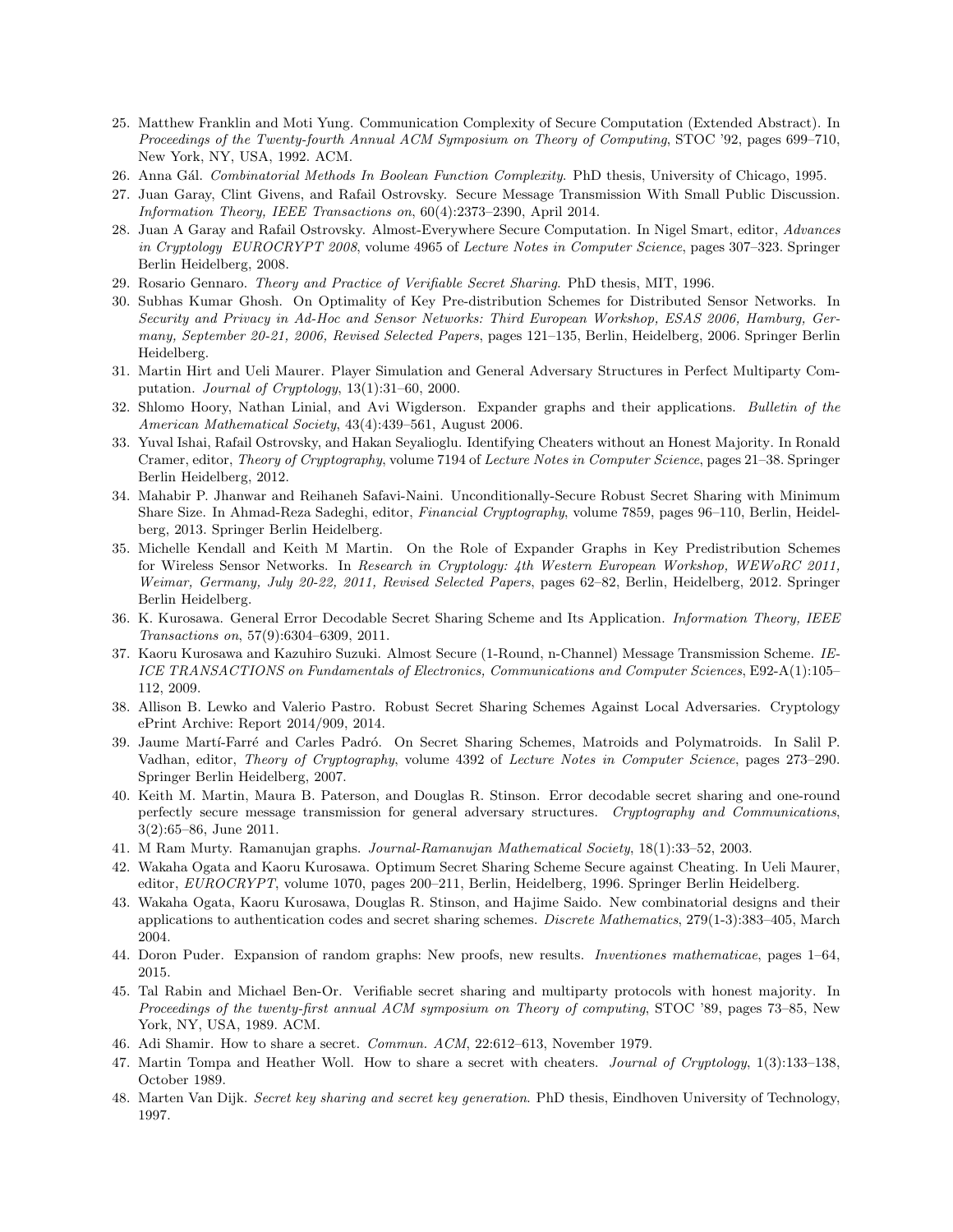25. Matthew Franklin and Moti Yung. Communication Complexity of Secure Computation (Extended Abstract). In *Proceedings of the Twenty-fourth Annual ACM Symposium on Theory of Computing*, STOC '92, pages 699–710, New York, NY, USA, 1992. ACM.
26. Anna Gál. *Combinatorial Methods In Boolean Function Complexity*. PhD thesis, University of Chicago, 1995.
27. Juan Garay, Clint Givens, and Rafail Ostrovsky. Secure Message Transmission With Small Public Discussion. *Information Theory, IEEE Transactions on*, 60(4):2373–2390, April 2014.
28. Juan A Garay and Rafail Ostrovsky. Almost-Everywhere Secure Computation. In Nigel Smart, editor, *Advances in Cryptology EUROCRYPT 2008*, volume 4965 of *Lecture Notes in Computer Science*, pages 307–323. Springer Berlin Heidelberg, 2008.
29. Rosario Gennaro. *Theory and Practice of Verifiable Secret Sharing*. PhD thesis, MIT, 1996.
30. Subhas Kumar Ghosh. On Optimality of Key Pre-distribution Schemes for Distributed Sensor Networks. In *Security and Privacy in Ad-Hoc and Sensor Networks: Third European Workshop, ESAS 2006, Hamburg, Germany, September 20-21, 2006, Revised Selected Papers*, pages 121–135, Berlin, Heidelberg, 2006. Springer Berlin Heidelberg.
31. Martin Hirt and Ueli Maurer. Player Simulation and General Adversary Structures in Perfect Multiparty Computation. *Journal of Cryptology*, 13(1):31–60, 2000.
32. Shlomo Hoory, Nathan Linial, and Avi Wigderson. Expander graphs and their applications. *Bulletin of the American Mathematical Society*, 43(4):439–561, August 2006.
33. Yuval Ishai, Rafail Ostrovsky, and Hakan Seyalioglu. Identifying Cheaters without an Honest Majority. In Ronald Cramer, editor, *Theory of Cryptography*, volume 7194 of *Lecture Notes in Computer Science*, pages 21–38. Springer Berlin Heidelberg, 2012.
34. Mahabir P. Jhanwar and Reihaneh Safavi-Naini. Unconditionally-Secure Robust Secret Sharing with Minimum Share Size. In Ahmad-Reza Sadeghi, editor, *Financial Cryptography*, volume 7859, pages 96–110, Berlin, Heidelberg, 2013. Springer Berlin Heidelberg.
35. Michelle Kendall and Keith M Martin. On the Role of Expander Graphs in Key Predistribution Schemes for Wireless Sensor Networks. In *Research in Cryptology: 4th Western European Workshop, WEWoRC 2011, Weimar, Germany, July 20-22, 2011, Revised Selected Papers*, pages 62–82, Berlin, Heidelberg, 2012. Springer Berlin Heidelberg.
36. K. Kurosawa. General Error Decodable Secret Sharing Scheme and Its Application. *Information Theory, IEEE Transactions on*, 57(9):6304–6309, 2011.
37. Kaoru Kurosawa and Kazuhiro Suzuki. Almost Secure (1-Round, n-Channel) Message Transmission Scheme. *IEICE TRANSACTIONS on Fundamentals of Electronics, Communications and Computer Sciences*, E92-A(1):105–112, 2009.
38. Allison B. Lewko and Valerio Pastro. Robust Secret Sharing Schemes Against Local Adversaries. Cryptology ePrint Archive: Report 2014/909, 2014.
39. Jaume Martí-Farré and Carles Padró. On Secret Sharing Schemes, Matroids and Polymatroids. In Salil P. Vadhan, editor, *Theory of Cryptography*, volume 4392 of *Lecture Notes in Computer Science*, pages 273–290. Springer Berlin Heidelberg, 2007.
40. Keith M. Martin, Maura B. Paterson, and Douglas R. Stinson. Error decodable secret sharing and one-round perfectly secure message transmission for general adversary structures. *Cryptography and Communications*, 3(2):65–86, June 2011.
41. M Ram Murty. Ramanujan graphs. *Journal-Ramanujan Mathematical Society*, 18(1):33–52, 2003.
42. Wakaha Ogata and Kaoru Kurosawa. Optimum Secret Sharing Scheme Secure against Cheating. In Ueli Maurer, editor, *EUROCRYPT*, volume 1070, pages 200–211, Berlin, Heidelberg, 1996. Springer Berlin Heidelberg.
43. Wakaha Ogata, Kaoru Kurosawa, Douglas R. Stinson, and Hajime Saido. New combinatorial designs and their applications to authentication codes and secret sharing schemes. *Discrete Mathematics*, 279(1-3):383–405, March 2004.
44. Doron Puder. Expansion of random graphs: New proofs, new results. *Inventiones mathematicae*, pages 1–64, 2015.
45. Tal Rabin and Michael Ben-Or. Verifiable secret sharing and multiparty protocols with honest majority. In *Proceedings of the twenty-first annual ACM symposium on Theory of computing*, STOC '89, pages 73–85, New York, NY, USA, 1989. ACM.
46. Adi Shamir. How to share a secret. *Commun. ACM*, 22:612–613, November 1979.
47. Martin Tompa and Heather Woll. How to share a secret with cheaters. *Journal of Cryptology*, 1(3):133–138, October 1989.
48. Marten Van Dijk. *Secret key sharing and secret key generation*. PhD thesis, Eindhoven University of Technology, 1997.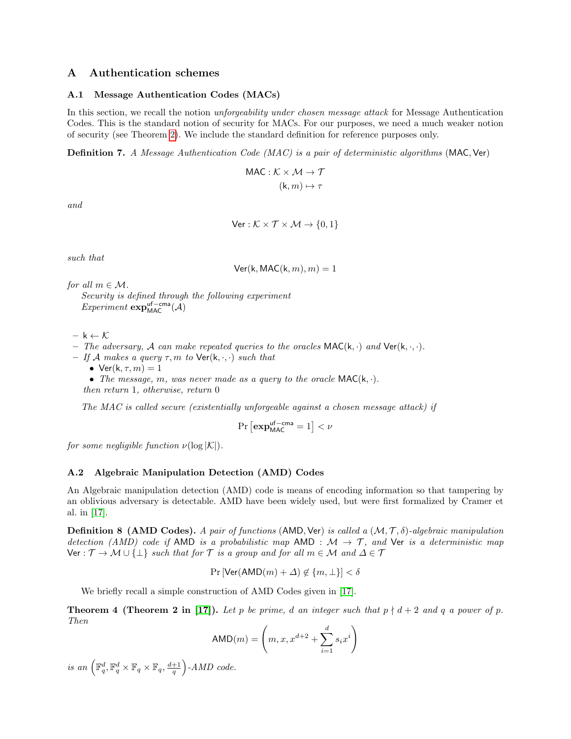# A Authentication schemes

## A.1 Message Authentication Codes (MACs)

In this section, we recall the notion *unforgeability under chosen message attack* for Message Authentication Codes. This is the standard notion of security for MACs. For our purposes, we need a much weaker notion of security (see Theorem 2). We include the standard definition for reference purposes only.

**Definition 7.** *A Message Authentication Code (MAC) is a pair of deterministic algorithms* $(\mathsf{MAC}, \mathsf{Ver})$

$$\mathsf{MAC} : \mathcal{K} \times \mathcal{M} \to \mathcal{T}$$
$$(\mathsf{k}, m) \mapsto \tau$$

*and*

$$\mathsf{Ver} : \mathcal{K} \times \mathcal{T} \times \mathcal{M} \to \{0, 1\}$$

*such that*

$$\mathsf{Ver}(\mathsf{k}, \mathsf{MAC}(\mathsf{k}, m), m) = 1$$

*for all* $m \in \mathcal{M}$.

*Security is defined through the following experiment*
*Experiment* $\mathbf{exp}^{\mathsf{uf-cma}}_{\mathsf{MAC}}(\mathcal{A})$

- $\mathsf{k} \leftarrow \mathcal{K}$
- *The adversary,* $\mathcal{A}$ *can make repeated queries to the oracles* $\mathsf{MAC}(\mathsf{k}, \cdot)$ *and* $\mathsf{Ver}(\mathsf{k}, \cdot, \cdot)$.
- *If* $\mathcal{A}$ *makes a query* $\tau, m$ *to* $\mathsf{Ver}(\mathsf{k}, \cdot, \cdot)$ *such that*
  - $\mathsf{Ver}(\mathsf{k}, \tau, m) = 1$
  - *The message,* $m$*, was never made as a query to the oracle* $\mathsf{MAC}(\mathsf{k}, \cdot)$.

  *then return* 1*, otherwise, return* 0

*The MAC is called secure (existentially unforgeable against a chosen message attack) if*

$$\Pr\left[\mathbf{exp}^{\mathsf{uf-cma}}_{\mathsf{MAC}} = 1\right] < \nu$$

*for some negligible function* $\nu(\log |\mathcal{K}|)$.

## A.2 Algebraic Manipulation Detection (AMD) Codes

An Algebraic manipulation detection (AMD) code is means of encoding information so that tampering by an oblivious adversary is detectable. AMD have been widely used, but were first formalized by Cramer et al. in [17].

**Definition 8 (AMD Codes).** *A pair of functions* $(\mathsf{AMD}, \mathsf{Ver})$ *is called a* $(\mathcal{M}, \mathcal{T}, \delta)$*-algebraic manipulation detection (AMD) code if* $\mathsf{AMD}$ *is a probabilistic map* $\mathsf{AMD} : \mathcal{M} \to \mathcal{T}$*, and* $\mathsf{Ver}$ *is a deterministic map* $\mathsf{Ver} : \mathcal{T} \to \mathcal{M} \cup \{\perp\}$ *such that for* $\mathcal{T}$ *is a group and for all* $m \in \mathcal{M}$ *and* $\Delta \in \mathcal{T}$

$$\Pr\left[\mathsf{Ver}(\mathsf{AMD}(m) + \Delta) \notin \{m, \perp\}\right] < \delta$$

We briefly recall a simple construction of AMD Codes given in [17].

**Theorem 4 (Theorem 2 in [17]).** *Let* $p$ *be prime,* $d$ *an integer such that* $p \nmid d + 2$ *and* $q$ *a power of* $p$*. Then*

$$\mathsf{AMD}(m) = \left(m, x, x^{d+2} + \sum_{i=1}^{d} s_i x^i\right)$$

*is an* $\left(\mathbb{F}_q^d, \mathbb{F}_q^d \times \mathbb{F}_q \times \mathbb{F}_q, \frac{d+1}{q}\right)$*-AMD code.*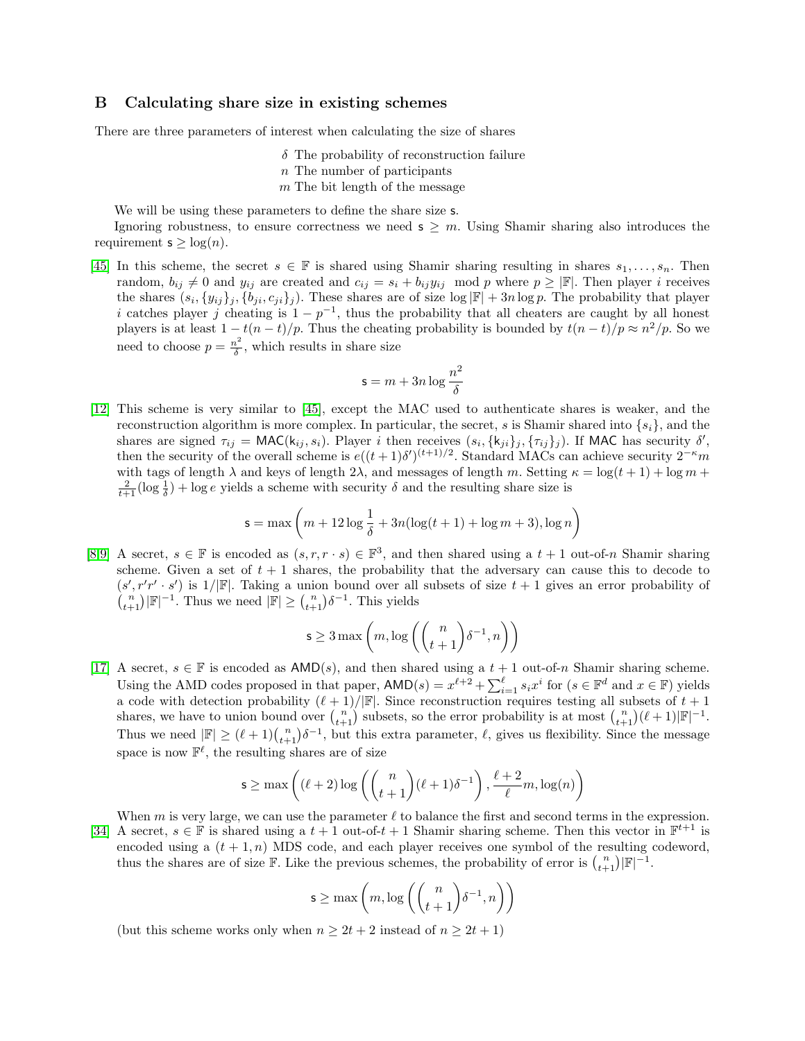## B Calculating share size in existing schemes

There are three parameters of interest when calculating the size of shares

$\delta$ The probability of reconstruction failure
$n$ The number of participants
$m$ The bit length of the message

We will be using these parameters to define the share size $\mathsf{s}$.

Ignoring robustness, to ensure correctness we need $\mathsf{s} \geq m$. Using Shamir sharing also introduces the requirement $\mathsf{s} \geq \log(n)$.

[45] In this scheme, the secret $s \in \mathbb{F}$ is shared using Shamir sharing resulting in shares $s_1, \ldots, s_n$. Then random, $b_{ij} \neq 0$ and $y_{ij}$ are created and $c_{ij} = s_i + b_{ij} y_{ij} \mod p$ where $p \geq |\mathbb{F}|$. Then player $i$ receives the shares $(s_i, \{y_{ij}\}_j, \{b_{ji}, c_{ji}\}_j)$. These shares are of size $\log |\mathbb{F}| + 3n \log p$. The probability that player $i$ catches player $j$ cheating is $1 - p^{-1}$, thus the probability that all cheaters are caught by all honest players is at least $1 - t(n-t)/p$. Thus the cheating probability is bounded by $t(n-t)/p \approx n^2/p$. So we need to choose $p = \frac{n^2}{\delta}$, which results in share size

$$\mathsf{s} = m + 3n \log \frac{n^2}{\delta}$$

[12] This scheme is very similar to [45], except the MAC used to authenticate shares is weaker, and the reconstruction algorithm is more complex. In particular, the secret, $s$ is Shamir shared into $\{s_i\}$, and the shares are signed $\tau_{ij} = \mathsf{MAC}(\mathsf{k}_{ij}, s_i)$. Player $i$ then receives $(s_i, \{\mathsf{k}_{ji}\}_j, \{\tau_{ij}\}_j)$. If $\mathsf{MAC}$ has security $\delta'$, then the security of the overall scheme is $e((t+1)\delta')^{(t+1)/2}$. Standard MACs can achieve security $2^{-\kappa} m$ with tags of length $\lambda$ and keys of length $2\lambda$, and messages of length $m$. Setting $\kappa = \log(t+1) + \log m + \frac{2}{t+1}(\log \frac{1}{\delta}) + \log e$ yields a scheme with security $\delta$ and the resulting share size is

$$\mathsf{s} = \max\left(m + 12 \log \frac{1}{\delta} + 3n(\log(t+1) + \log m + 3), \log n\right)$$

[8,9] A secret, $s \in \mathbb{F}$ is encoded as $(s, r, r \cdot s) \in \mathbb{F}^3$, and then shared using a $t+1$ out-of-$n$ Shamir sharing scheme. Given a set of $t+1$ shares, the probability that the adversary can cause this to decode to $(s', r'r' \cdot s')$ is $1/|\mathbb{F}|$. Taking a union bound over all subsets of size $t+1$ gives an error probability of $\binom{n}{t+1}|\mathbb{F}|^{-1}$. Thus we need $|\mathbb{F}| \geq \binom{n}{t+1}\delta^{-1}$. This yields

$$\mathsf{s} \geq 3 \max\left(m, \log\left(\binom{n}{t+1}\delta^{-1}, n\right)\right)$$

[17] A secret, $s \in \mathbb{F}$ is encoded as $\mathsf{AMD}(s)$, and then shared using a $t+1$ out-of-$n$ Shamir sharing scheme. Using the AMD codes proposed in that paper, $\mathsf{AMD}(s) = x^{\ell+2} + \sum_{i=1}^{\ell} s_i x^i$ for $(s \in \mathbb{F}^d$ and $x \in \mathbb{F})$ yields a code with detection probability $(\ell+1)/|\mathbb{F}|$. Since reconstruction requires testing all subsets of $t+1$ shares, we have to union bound over $\binom{n}{t+1}$ subsets, so the error probability is at most $\binom{n}{t+1}(\ell+1)|\mathbb{F}|^{-1}$. Thus we need $|\mathbb{F}| \geq (\ell+1)\binom{n}{t+1}\delta^{-1}$, but this extra parameter, $\ell$, gives us flexibility. Since the message space is now $\mathbb{F}^{\ell}$, the resulting shares are of size

$$\mathsf{s} \geq \max\left((\ell+2)\log\left(\binom{n}{t+1}(\ell+1)\delta^{-1}\right), \frac{\ell+2}{\ell}m, \log(n)\right)$$

When $m$ is very large, we can use the parameter $\ell$ to balance the first and second terms in the expression.

[34] A secret, $s \in \mathbb{F}$ is shared using a $t+1$ out-of-$t+1$ Shamir sharing scheme. Then this vector in $\mathbb{F}^{t+1}$ is encoded using a $(t+1, n)$ MDS code, and each player receives one symbol of the resulting codeword, thus the shares are of size $\mathbb{F}$. Like the previous schemes, the probability of error is $\binom{n}{t+1}|\mathbb{F}|^{-1}$.

$$\mathsf{s} \geq \max\left(m, \log\left(\binom{n}{t+1}\delta^{-1}, n\right)\right)$$

(but this scheme works only when $n \geq 2t+2$ instead of $n \geq 2t+1$)